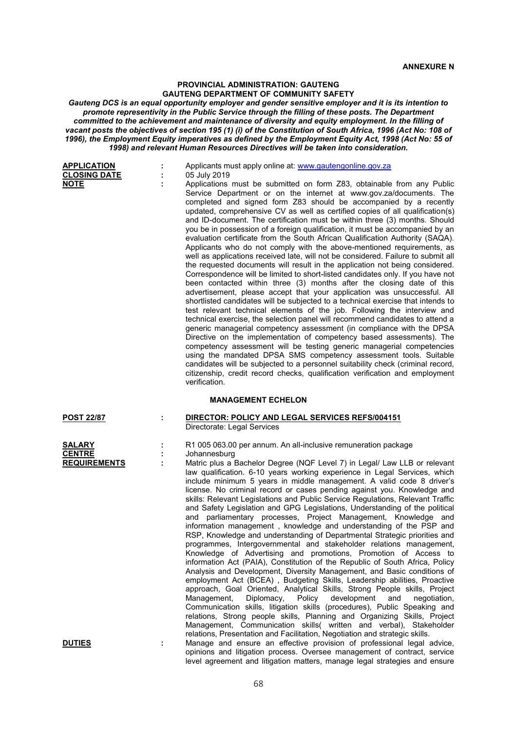**ANNEXURE N**

**PROVINCIAL ADMINISTRATION: GAUTENG**
**GAUTENG DEPARTMENT OF COMMUNITY SAFETY**

***Gauteng DCS is an equal opportunity employer and gender sensitive employer and it is its intention to promote representivity in the Public Service through the filling of these posts. The Department committed to the achievement and maintenance of diversity and equity employment. In the filling of vacant posts the objectives of section 195 (1) (i) of the Constitution of South Africa, 1996 (Act No: 108 of 1996), the Employment Equity imperatives as defined by the Employment Equity Act, 1998 (Act No: 55 of 1998) and relevant Human Resources Directives will be taken into consideration.***

**APPLICATION** : Applicants must apply online at: www.gautengonline.gov.za

**CLOSING DATE** : 05 July 2019

**NOTE** : Applications must be submitted on form Z83, obtainable from any Public Service Department or on the internet at www.gov.za/documents. The completed and signed form Z83 should be accompanied by a recently updated, comprehensive CV as well as certified copies of all qualification(s) and ID-document. The certification must be within three (3) months. Should you be in possession of a foreign qualification, it must be accompanied by an evaluation certificate from the South African Qualification Authority (SAQA). Applicants who do not comply with the above-mentioned requirements, as well as applications received late, will not be considered. Failure to submit all the requested documents will result in the application not being considered. Correspondence will be limited to short-listed candidates only. If you have not been contacted within three (3) months after the closing date of this advertisement, please accept that your application was unsuccessful. All shortlisted candidates will be subjected to a technical exercise that intends to test relevant technical elements of the job. Following the interview and technical exercise, the selection panel will recommend candidates to attend a generic managerial competency assessment (in compliance with the DPSA Directive on the implementation of competency based assessments). The competency assessment will be testing generic managerial competencies using the mandated DPSA SMS competency assessment tools. Suitable candidates will be subjected to a personnel suitability check (criminal record, citizenship, credit record checks, qualification verification and employment verification.

**MANAGEMENT ECHELON**

**POST 22/87** : **DIRECTOR: POLICY AND LEGAL SERVICES REFS/004151**
Directorate: Legal Services

**SALARY** : R1 005 063.00 per annum. An all-inclusive remuneration package

**CENTRE** : Johannesburg

**REQUIREMENTS** : Matric plus a Bachelor Degree (NQF Level 7) in Legal/ Law LLB or relevant law qualification. 6-10 years working experience in Legal Services, which include minimum 5 years in middle management. A valid code 8 driver's license. No criminal record or cases pending against you. Knowledge and skills: Relevant Legislations and Public Service Regulations, Relevant Traffic and Safety Legislation and GPG Legislations, Understanding of the political and parliamentary processes, Project Management, Knowledge and information management , knowledge and understanding of the PSP and RSP, Knowledge and understanding of Departmental Strategic priorities and programmes, Intergovernmental and stakeholder relations management, Knowledge of Advertising and promotions, Promotion of Access to information Act (PAIA), Constitution of the Republic of South Africa, Policy Analysis and Development, Diversity Management, and Basic conditions of employment Act (BCEA) , Budgeting Skills, Leadership abilities, Proactive approach, Goal Oriented, Analytical Skills, Strong People skills, Project Management, Diplomacy, Policy development and negotiation, Communication skills, litigation skills (procedures), Public Speaking and relations, Strong people skills, Planning and Organizing Skills, Project Management, Communication skills( written and verbal), Stakeholder relations, Presentation and Facilitation, Negotiation and strategic skills.

**DUTIES** : Manage and ensure an effective provision of professional legal advice, opinions and litigation process. Oversee management of contract, service level agreement and litigation matters, manage legal strategies and ensure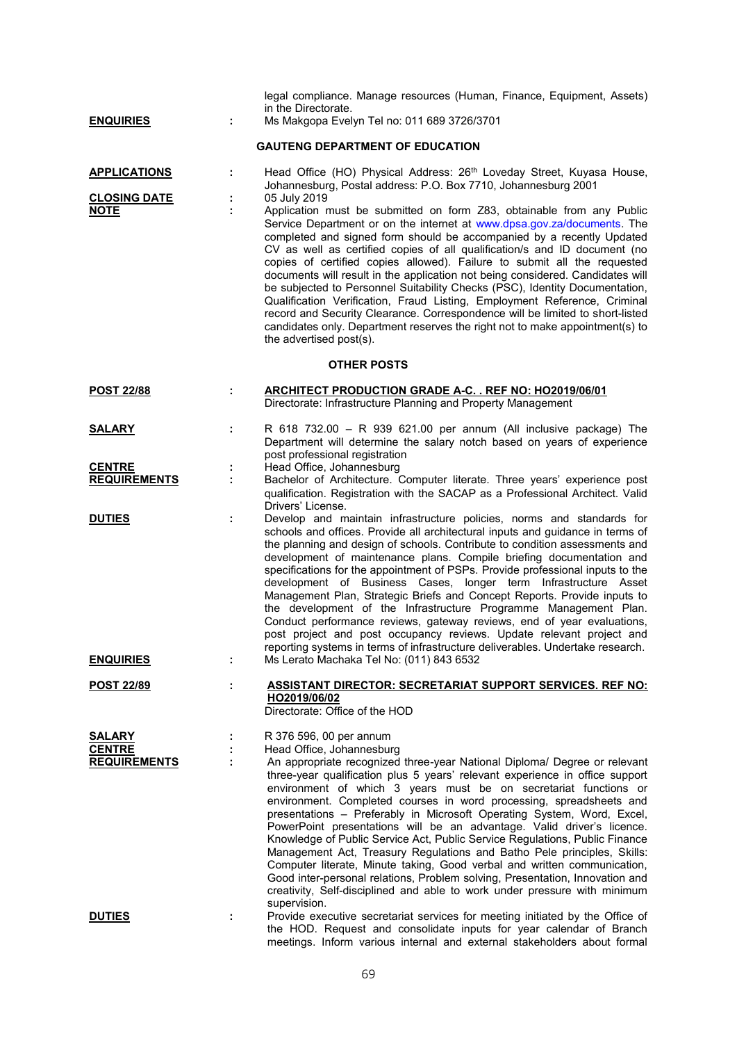legal compliance. Manage resources (Human, Finance, Equipment, Assets) in the Directorate.

**ENQUIRIES** : Ms Makgopa Evelyn Tel no: 011 689 3726/3701

## GAUTENG DEPARTMENT OF EDUCATION

**APPLICATIONS** : Head Office (HO) Physical Address: 26th Loveday Street, Kuyasa House, Johannesburg, Postal address: P.O. Box 7710, Johannesburg 2001

**CLOSING DATE** : 05 July 2019

**NOTE** : Application must be submitted on form Z83, obtainable from any Public Service Department or on the internet at www.dpsa.gov.za/documents. The completed and signed form should be accompanied by a recently Updated CV as well as certified copies of all qualification/s and ID document (no copies of certified copies allowed). Failure to submit all the requested documents will result in the application not being considered. Candidates will be subjected to Personnel Suitability Checks (PSC), Identity Documentation, Qualification Verification, Fraud Listing, Employment Reference, Criminal record and Security Clearance. Correspondence will be limited to short-listed candidates only. Department reserves the right not to make appointment(s) to the advertised post(s).

## OTHER POSTS

**POST 22/88** : **ARCHITECT PRODUCTION GRADE A-C. . REF NO: HO2019/06/01**
Directorate: Infrastructure Planning and Property Management

**SALARY** : R 618 732.00 – R 939 621.00 per annum (All inclusive package) The Department will determine the salary notch based on years of experience post professional registration

**CENTRE** : Head Office, Johannesburg

**REQUIREMENTS** : Bachelor of Architecture. Computer literate. Three years' experience post qualification. Registration with the SACAP as a Professional Architect. Valid Drivers' License.

**DUTIES** : Develop and maintain infrastructure policies, norms and standards for schools and offices. Provide all architectural inputs and guidance in terms of the planning and design of schools. Contribute to condition assessments and development of maintenance plans. Compile briefing documentation and specifications for the appointment of PSPs. Provide professional inputs to the development of Business Cases, longer term Infrastructure Asset Management Plan, Strategic Briefs and Concept Reports. Provide inputs to the development of the Infrastructure Programme Management Plan. Conduct performance reviews, gateway reviews, end of year evaluations, post project and post occupancy reviews. Update relevant project and reporting systems in terms of infrastructure deliverables. Undertake research.

**ENQUIRIES** : Ms Lerato Machaka Tel No: (011) 843 6532

**POST 22/89** : **ASSISTANT DIRECTOR: SECRETARIAT SUPPORT SERVICES. REF NO: HO2019/06/02**
Directorate: Office of the HOD

**SALARY** : R 376 596, 00 per annum

**CENTRE** : Head Office, Johannesburg

**REQUIREMENTS** : An appropriate recognized three-year National Diploma/ Degree or relevant three-year qualification plus 5 years' relevant experience in office support environment of which 3 years must be on secretariat functions or environment. Completed courses in word processing, spreadsheets and presentations – Preferably in Microsoft Operating System, Word, Excel, PowerPoint presentations will be an advantage. Valid driver's licence. Knowledge of Public Service Act, Public Service Regulations, Public Finance Management Act, Treasury Regulations and Batho Pele principles, Skills: Computer literate, Minute taking, Good verbal and written communication, Good inter-personal relations, Problem solving, Presentation, Innovation and creativity, Self-disciplined and able to work under pressure with minimum supervision.

**DUTIES** : Provide executive secretariat services for meeting initiated by the Office of the HOD. Request and consolidate inputs for year calendar of Branch meetings. Inform various internal and external stakeholders about formal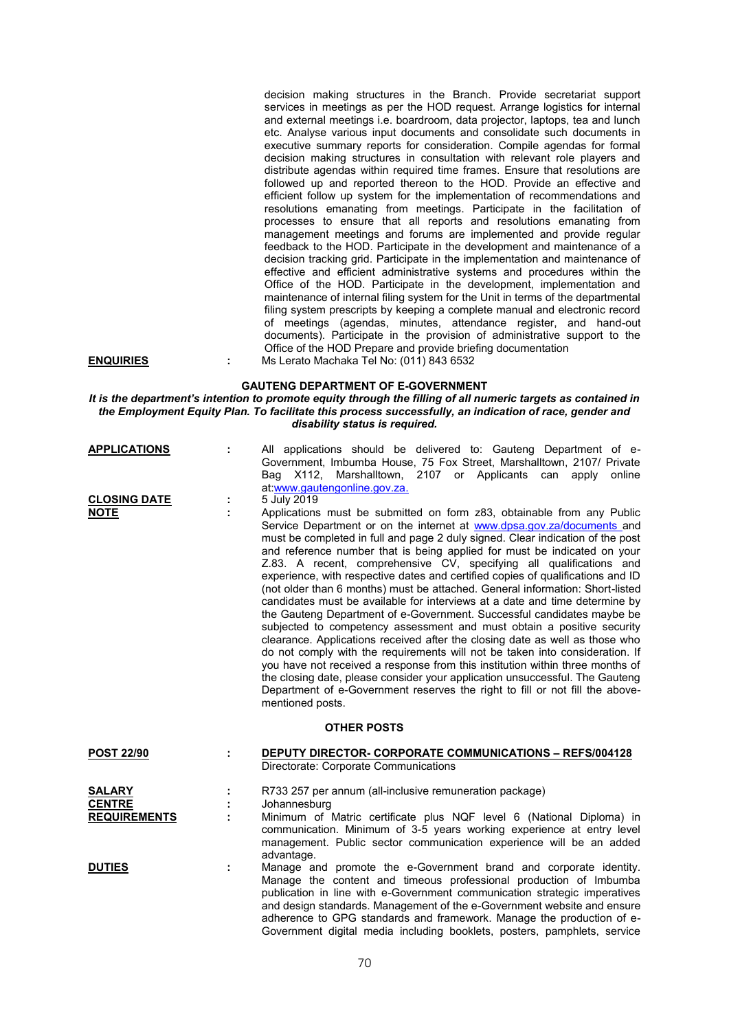decision making structures in the Branch. Provide secretariat support services in meetings as per the HOD request. Arrange logistics for internal and external meetings i.e. boardroom, data projector, laptops, tea and lunch etc. Analyse various input documents and consolidate such documents in executive summary reports for consideration. Compile agendas for formal decision making structures in consultation with relevant role players and distribute agendas within required time frames. Ensure that resolutions are followed up and reported thereon to the HOD. Provide an effective and efficient follow up system for the implementation of recommendations and resolutions emanating from meetings. Participate in the facilitation of processes to ensure that all reports and resolutions emanating from management meetings and forums are implemented and provide regular feedback to the HOD. Participate in the development and maintenance of a decision tracking grid. Participate in the implementation and maintenance of effective and efficient administrative systems and procedures within the Office of the HOD. Participate in the development, implementation and maintenance of internal filing system for the Unit in terms of the departmental filing system prescripts by keeping a complete manual and electronic record of meetings (agendas, minutes, attendance register, and hand-out documents). Participate in the provision of administrative support to the Office of the HOD Prepare and provide briefing documentation

**ENQUIRIES** : Ms Lerato Machaka Tel No: (011) 843 6532

## GAUTENG DEPARTMENT OF E-GOVERNMENT

***It is the department's intention to promote equity through the filling of all numeric targets as contained in the Employment Equity Plan. To facilitate this process successfully, an indication of race, gender and disability status is required.***

**APPLICATIONS** : All applications should be delivered to: Gauteng Department of e-Government, Imbumba House, 75 Fox Street, Marshalltown, 2107/ Private Bag X112, Marshalltown, 2107 or Applicants can apply online at:www.gautengonline.gov.za.

**CLOSING DATE** : 5 July 2019

**NOTE** : Applications must be submitted on form z83, obtainable from any Public Service Department or on the internet at www.dpsa.gov.za/documents and must be completed in full and page 2 duly signed. Clear indication of the post and reference number that is being applied for must be indicated on your Z.83. A recent, comprehensive CV, specifying all qualifications and experience, with respective dates and certified copies of qualifications and ID (not older than 6 months) must be attached. General information: Short-listed candidates must be available for interviews at a date and time determine by the Gauteng Department of e-Government. Successful candidates maybe be subjected to competency assessment and must obtain a positive security clearance. Applications received after the closing date as well as those who do not comply with the requirements will not be taken into consideration. If you have not received a response from this institution within three months of the closing date, please consider your application unsuccessful. The Gauteng Department of e-Government reserves the right to fill or not fill the above-mentioned posts.

### OTHER POSTS

**POST 22/90** : **DEPUTY DIRECTOR- CORPORATE COMMUNICATIONS – REFS/004128**
Directorate: Corporate Communications

**SALARY** : R733 257 per annum (all-inclusive remuneration package)

**CENTRE** : Johannesburg

**REQUIREMENTS** : Minimum of Matric certificate plus NQF level 6 (National Diploma) in communication. Minimum of 3-5 years working experience at entry level management. Public sector communication experience will be an added advantage.

**DUTIES** : Manage and promote the e-Government brand and corporate identity. Manage the content and timeous professional production of Imbumba publication in line with e-Government communication strategic imperatives and design standards. Management of the e-Government website and ensure adherence to GPG standards and framework. Manage the production of e-Government digital media including booklets, posters, pamphlets, service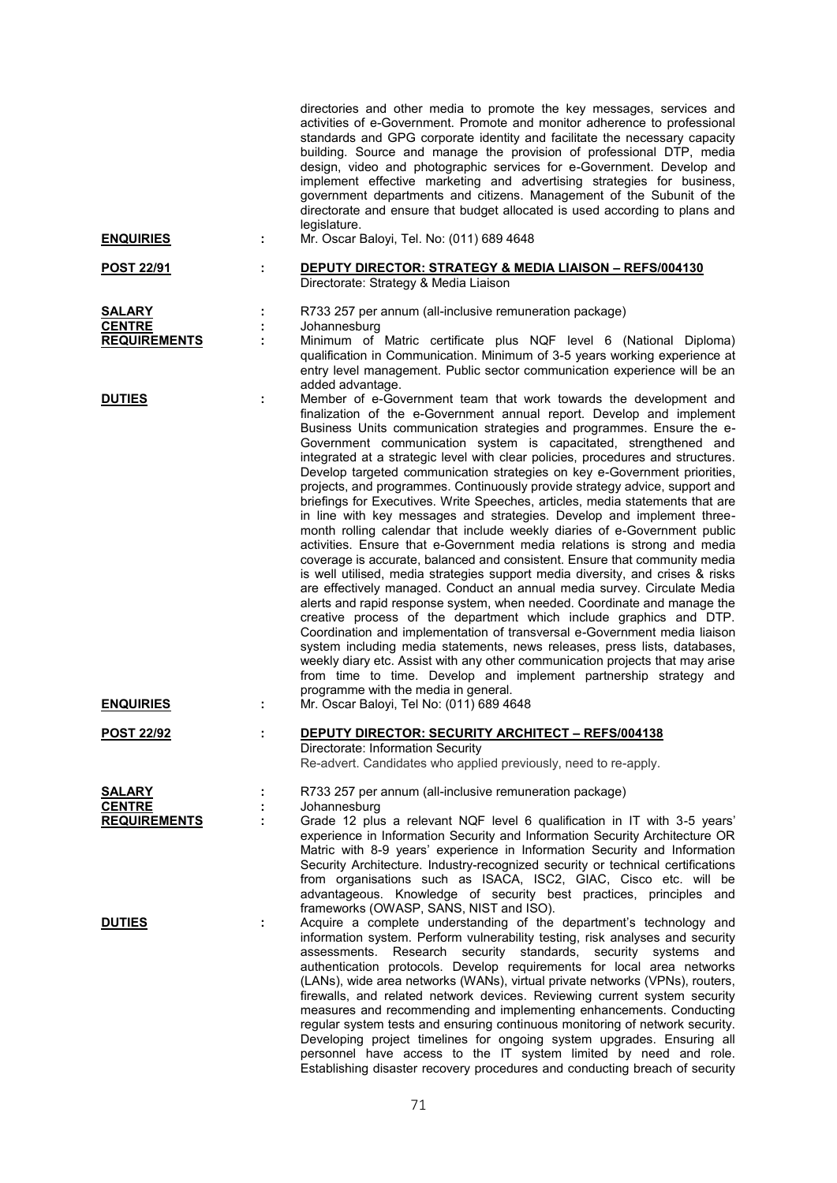directories and other media to promote the key messages, services and activities of e-Government. Promote and monitor adherence to professional standards and GPG corporate identity and facilitate the necessary capacity building. Source and manage the provision of professional DTP, media design, video and photographic services for e-Government. Develop and implement effective marketing and advertising strategies for business, government departments and citizens. Management of the Subunit of the directorate and ensure that budget allocated is used according to plans and legislature.

**ENQUIRIES** : Mr. Oscar Baloyi, Tel. No: (011) 689 4648

**POST 22/91** : **DEPUTY DIRECTOR: STRATEGY & MEDIA LIAISON – REFS/004130**
Directorate: Strategy & Media Liaison

**SALARY** : R733 257 per annum (all-inclusive remuneration package)

**CENTRE** : Johannesburg

**REQUIREMENTS** : Minimum of Matric certificate plus NQF level 6 (National Diploma) qualification in Communication. Minimum of 3-5 years working experience at entry level management. Public sector communication experience will be an added advantage.

**DUTIES** : Member of e-Government team that work towards the development and finalization of the e-Government annual report. Develop and implement Business Units communication strategies and programmes. Ensure the e-Government communication system is capacitated, strengthened and integrated at a strategic level with clear policies, procedures and structures. Develop targeted communication strategies on key e-Government priorities, projects, and programmes. Continuously provide strategy advice, support and briefings for Executives. Write Speeches, articles, media statements that are in line with key messages and strategies. Develop and implement three-month rolling calendar that include weekly diaries of e-Government public activities. Ensure that e-Government media relations is strong and media coverage is accurate, balanced and consistent. Ensure that community media is well utilised, media strategies support media diversity, and crises & risks are effectively managed. Conduct an annual media survey. Circulate Media alerts and rapid response system, when needed. Coordinate and manage the creative process of the department which include graphics and DTP. Coordination and implementation of transversal e-Government media liaison system including media statements, news releases, press lists, databases, weekly diary etc. Assist with any other communication projects that may arise from time to time. Develop and implement partnership strategy and programme with the media in general.

**ENQUIRIES** : Mr. Oscar Baloyi, Tel No: (011) 689 4648

**POST 22/92** : **DEPUTY DIRECTOR: SECURITY ARCHITECT – REFS/004138**
Directorate: Information Security
Re-advert. Candidates who applied previously, need to re-apply.

**SALARY** : R733 257 per annum (all-inclusive remuneration package)

**CENTRE** : Johannesburg

**REQUIREMENTS** : Grade 12 plus a relevant NQF level 6 qualification in IT with 3-5 years' experience in Information Security and Information Security Architecture OR Matric with 8-9 years' experience in Information Security and Information Security Architecture. Industry-recognized security or technical certifications from organisations such as ISACA, ISC2, GIAC, Cisco etc. will be advantageous. Knowledge of security best practices, principles and frameworks (OWASP, SANS, NIST and ISO).

**DUTIES** : Acquire a complete understanding of the department's technology and information system. Perform vulnerability testing, risk analyses and security assessments. Research security standards, security systems and authentication protocols. Develop requirements for local area networks (LANs), wide area networks (WANs), virtual private networks (VPNs), routers, firewalls, and related network devices. Reviewing current system security measures and recommending and implementing enhancements. Conducting regular system tests and ensuring continuous monitoring of network security. Developing project timelines for ongoing system upgrades. Ensuring all personnel have access to the IT system limited by need and role. Establishing disaster recovery procedures and conducting breach of security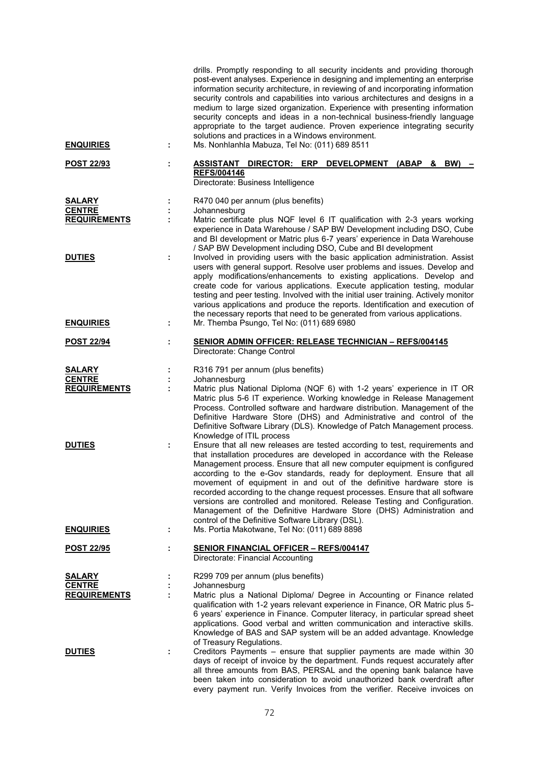drills. Promptly responding to all security incidents and providing thorough post-event analyses. Experience in designing and implementing an enterprise information security architecture, in reviewing of and incorporating information security controls and capabilities into various architectures and designs in a medium to large sized organization. Experience with presenting information security concepts and ideas in a non-technical business-friendly language appropriate to the target audience. Proven experience integrating security solutions and practices in a Windows environment.

**ENQUIRIES** : Ms. Nonhlanhla Mabuza, Tel No: (011) 689 8511

**POST 22/93** : **ASSISTANT DIRECTOR: ERP DEVELOPMENT (ABAP & BW) – REFS/004146**
Directorate: Business Intelligence

**SALARY** : R470 040 per annum (plus benefits)

**CENTRE** : Johannesburg

**REQUIREMENTS** : Matric certificate plus NQF level 6 IT qualification with 2-3 years working experience in Data Warehouse / SAP BW Development including DSO, Cube and BI development or Matric plus 6-7 years' experience in Data Warehouse / SAP BW Development including DSO, Cube and BI development

**DUTIES** : Involved in providing users with the basic application administration. Assist users with general support. Resolve user problems and issues. Develop and apply modifications/enhancements to existing applications. Develop and create code for various applications. Execute application testing, modular testing and peer testing. Involved with the initial user training. Actively monitor various applications and produce the reports. Identification and execution of the necessary reports that need to be generated from various applications.

**ENQUIRIES** : Mr. Themba Psungo, Tel No: (011) 689 6980

**POST 22/94** : **SENIOR ADMIN OFFICER: RELEASE TECHNICIAN – REFS/004145**
Directorate: Change Control

**SALARY** : R316 791 per annum (plus benefits)

**CENTRE** : Johannesburg

**REQUIREMENTS** : Matric plus National Diploma (NQF 6) with 1-2 years' experience in IT OR Matric plus 5-6 IT experience. Working knowledge in Release Management Process. Controlled software and hardware distribution. Management of the Definitive Hardware Store (DHS) and Administrative and control of the Definitive Software Library (DLS). Knowledge of Patch Management process. Knowledge of ITIL process

**DUTIES** : Ensure that all new releases are tested according to test, requirements and that installation procedures are developed in accordance with the Release Management process. Ensure that all new computer equipment is configured according to the e-Gov standards, ready for deployment. Ensure that all movement of equipment in and out of the definitive hardware store is recorded according to the change request processes. Ensure that all software versions are controlled and monitored. Release Testing and Configuration. Management of the Definitive Hardware Store (DHS) Administration and control of the Definitive Software Library (DSL).

**ENQUIRIES** : Ms. Portia Makotwane, Tel No: (011) 689 8898

**POST 22/95** : **SENIOR FINANCIAL OFFICER – REFS/004147**
Directorate: Financial Accounting

**SALARY** : R299 709 per annum (plus benefits)

**CENTRE** : Johannesburg

**REQUIREMENTS** : Matric plus a National Diploma/ Degree in Accounting or Finance related qualification with 1-2 years relevant experience in Finance, OR Matric plus 5-6 years' experience in Finance. Computer literacy, in particular spread sheet applications. Good verbal and written communication and interactive skills. Knowledge of BAS and SAP system will be an added advantage. Knowledge of Treasury Regulations.

**DUTIES** : Creditors Payments – ensure that supplier payments are made within 30 days of receipt of invoice by the department. Funds request accurately after all three amounts from BAS, PERSAL and the opening bank balance have been taken into consideration to avoid unauthorized bank overdraft after every payment run. Verify Invoices from the verifier. Receive invoices on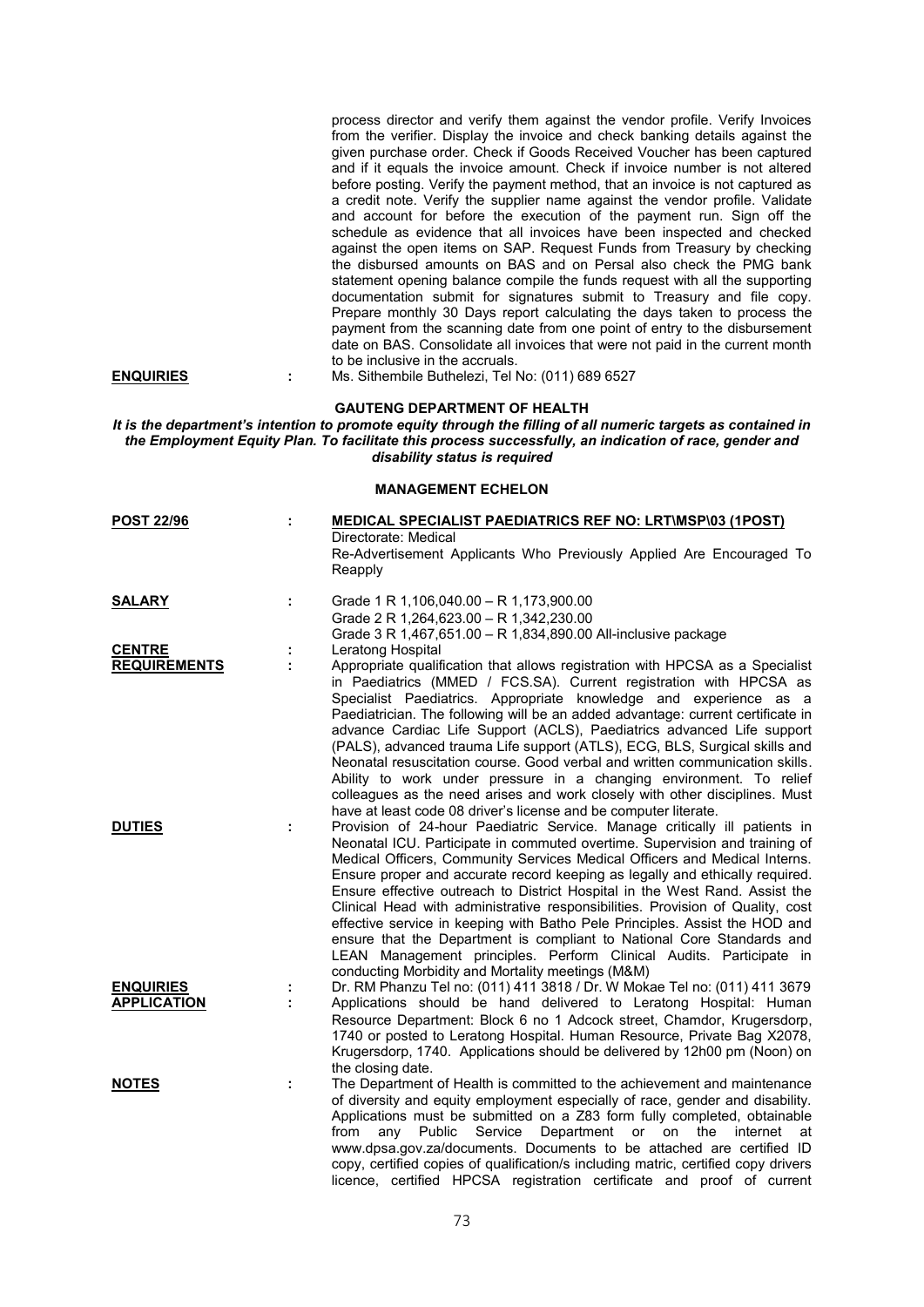process director and verify them against the vendor profile. Verify Invoices from the verifier. Display the invoice and check banking details against the given purchase order. Check if Goods Received Voucher has been captured and if it equals the invoice amount. Check if invoice number is not altered before posting. Verify the payment method, that an invoice is not captured as a credit note. Verify the supplier name against the vendor profile. Validate and account for before the execution of the payment run. Sign off the schedule as evidence that all invoices have been inspected and checked against the open items on SAP. Request Funds from Treasury by checking the disbursed amounts on BAS and on Persal also check the PMG bank statement opening balance compile the funds request with all the supporting documentation submit for signatures submit to Treasury and file copy. Prepare monthly 30 Days report calculating the days taken to process the payment from the scanning date from one point of entry to the disbursement date on BAS. Consolidate all invoices that were not paid in the current month to be inclusive in the accruals.

**ENQUIRIES** : Ms. Sithembile Buthelezi, Tel No: (011) 689 6527

## GAUTENG DEPARTMENT OF HEALTH

***It is the department's intention to promote equity through the filling of all numeric targets as contained in the Employment Equity Plan. To facilitate this process successfully, an indication of race, gender and disability status is required***

### MANAGEMENT ECHELON

**POST 22/96** : **MEDICAL SPECIALIST PAEDIATRICS REF NO: LRT\MSP\03 (1POST)**
Directorate: Medical
Re-Advertisement Applicants Who Previously Applied Are Encouraged To Reapply

**SALARY** : Grade 1 R 1,106,040.00 – R 1,173,900.00
Grade 2 R 1,264,623.00 – R 1,342,230.00
Grade 3 R 1,467,651.00 – R 1,834,890.00 All-inclusive package

**CENTRE** : Leratong Hospital

**REQUIREMENTS** : Appropriate qualification that allows registration with HPCSA as a Specialist in Paediatrics (MMED / FCS.SA). Current registration with HPCSA as Specialist Paediatrics. Appropriate knowledge and experience as a Paediatrician. The following will be an added advantage: current certificate in advance Cardiac Life Support (ACLS), Paediatrics advanced Life support (PALS), advanced trauma Life support (ATLS), ECG, BLS, Surgical skills and Neonatal resuscitation course. Good verbal and written communication skills. Ability to work under pressure in a changing environment. To relief colleagues as the need arises and work closely with other disciplines. Must have at least code 08 driver's license and be computer literate.

**DUTIES** : Provision of 24-hour Paediatric Service. Manage critically ill patients in Neonatal ICU. Participate in commuted overtime. Supervision and training of Medical Officers, Community Services Medical Officers and Medical Interns. Ensure proper and accurate record keeping as legally and ethically required. Ensure effective outreach to District Hospital in the West Rand. Assist the Clinical Head with administrative responsibilities. Provision of Quality, cost effective service in keeping with Batho Pele Principles. Assist the HOD and ensure that the Department is compliant to National Core Standards and LEAN Management principles. Perform Clinical Audits. Participate in conducting Morbidity and Mortality meetings (M&M)

**ENQUIRIES** : Dr. RM Phanzu Tel no: (011) 411 3818 / Dr. W Mokae Tel no: (011) 411 3679

**APPLICATION** : Applications should be hand delivered to Leratong Hospital: Human Resource Department: Block 6 no 1 Adcock street, Chamdor, Krugersdorp, 1740 or posted to Leratong Hospital. Human Resource, Private Bag X2078, Krugersdorp, 1740. Applications should be delivered by 12h00 pm (Noon) on the closing date.

**NOTES** : The Department of Health is committed to the achievement and maintenance of diversity and equity employment especially of race, gender and disability. Applications must be submitted on a Z83 form fully completed, obtainable from any Public Service Department or on the internet at www.dpsa.gov.za/documents. Documents to be attached are certified ID copy, certified copies of qualification/s including matric, certified copy drivers licence, certified HPCSA registration certificate and proof of current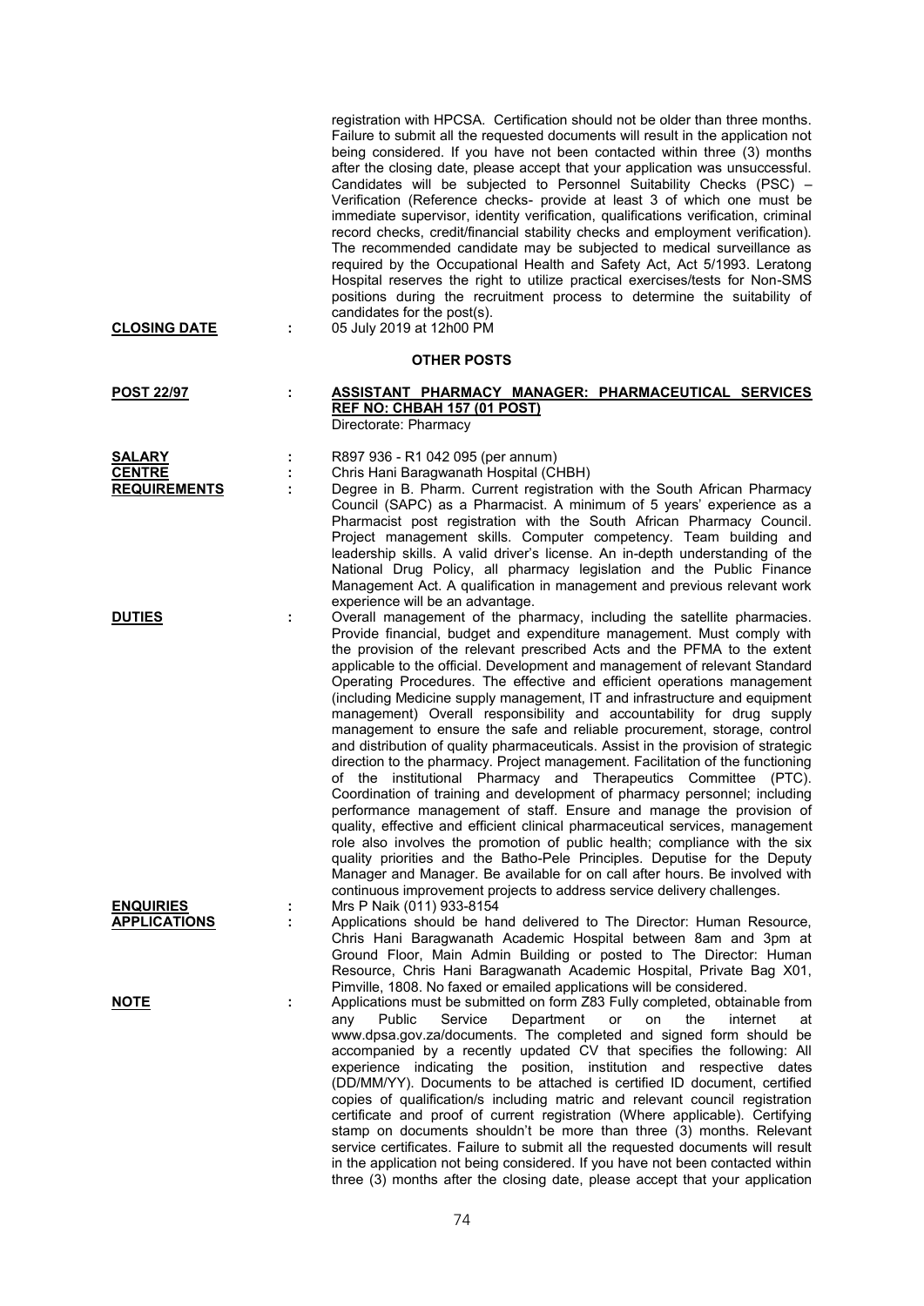registration with HPCSA. Certification should not be older than three months. Failure to submit all the requested documents will result in the application not being considered. If you have not been contacted within three (3) months after the closing date, please accept that your application was unsuccessful. Candidates will be subjected to Personnel Suitability Checks (PSC) – Verification (Reference checks- provide at least 3 of which one must be immediate supervisor, identity verification, qualifications verification, criminal record checks, credit/financial stability checks and employment verification). The recommended candidate may be subjected to medical surveillance as required by the Occupational Health and Safety Act, Act 5/1993. Leratong Hospital reserves the right to utilize practical exercises/tests for Non-SMS positions during the recruitment process to determine the suitability of candidates for the post(s).

**CLOSING DATE** : 05 July 2019 at 12h00 PM

## OTHER POSTS

**POST 22/97** : **ASSISTANT PHARMACY MANAGER: PHARMACEUTICAL SERVICES REF NO: CHBAH 157 (01 POST)**
Directorate: Pharmacy

**SALARY** : R897 936 - R1 042 095 (per annum)

**CENTRE** : Chris Hani Baragwanath Hospital (CHBH)

**REQUIREMENTS** : Degree in B. Pharm. Current registration with the South African Pharmacy Council (SAPC) as a Pharmacist. A minimum of 5 years' experience as a Pharmacist post registration with the South African Pharmacy Council. Project management skills. Computer competency. Team building and leadership skills. A valid driver's license. An in-depth understanding of the National Drug Policy, all pharmacy legislation and the Public Finance Management Act. A qualification in management and previous relevant work experience will be an advantage.

**DUTIES** : Overall management of the pharmacy, including the satellite pharmacies. Provide financial, budget and expenditure management. Must comply with the provision of the relevant prescribed Acts and the PFMA to the extent applicable to the official. Development and management of relevant Standard Operating Procedures. The effective and efficient operations management (including Medicine supply management, IT and infrastructure and equipment management) Overall responsibility and accountability for drug supply management to ensure the safe and reliable procurement, storage, control and distribution of quality pharmaceuticals. Assist in the provision of strategic direction to the pharmacy. Project management. Facilitation of the functioning of the institutional Pharmacy and Therapeutics Committee (PTC). Coordination of training and development of pharmacy personnel; including performance management of staff. Ensure and manage the provision of quality, effective and efficient clinical pharmaceutical services, management role also involves the promotion of public health; compliance with the six quality priorities and the Batho-Pele Principles. Deputise for the Deputy Manager and Manager. Be available for on call after hours. Be involved with continuous improvement projects to address service delivery challenges.

**ENQUIRIES** : Mrs P Naik (011) 933-8154

**APPLICATIONS** : Applications should be hand delivered to The Director: Human Resource, Chris Hani Baragwanath Academic Hospital between 8am and 3pm at Ground Floor, Main Admin Building or posted to The Director: Human Resource, Chris Hani Baragwanath Academic Hospital, Private Bag X01, Pimville, 1808. No faxed or emailed applications will be considered.

**NOTE** : Applications must be submitted on form Z83 Fully completed, obtainable from any Public Service Department or on the internet at www.dpsa.gov.za/documents. The completed and signed form should be accompanied by a recently updated CV that specifies the following: All experience indicating the position, institution and respective dates (DD/MM/YY). Documents to be attached is certified ID document, certified copies of qualification/s including matric and relevant council registration certificate and proof of current registration (Where applicable). Certifying stamp on documents shouldn't be more than three (3) months. Relevant service certificates. Failure to submit all the requested documents will result in the application not being considered. If you have not been contacted within three (3) months after the closing date, please accept that your application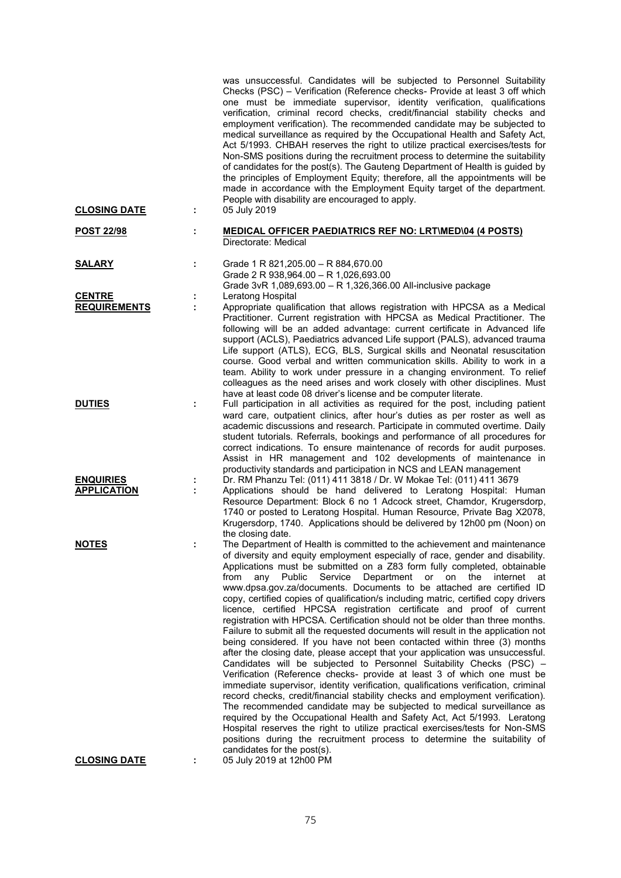was unsuccessful. Candidates will be subjected to Personnel Suitability Checks (PSC) – Verification (Reference checks- Provide at least 3 off which one must be immediate supervisor, identity verification, qualifications verification, criminal record checks, credit/financial stability checks and employment verification). The recommended candidate may be subjected to medical surveillance as required by the Occupational Health and Safety Act, Act 5/1993. CHBAH reserves the right to utilize practical exercises/tests for Non-SMS positions during the recruitment process to determine the suitability of candidates for the post(s). The Gauteng Department of Health is guided by the principles of Employment Equity; therefore, all the appointments will be made in accordance with the Employment Equity target of the department. People with disability are encouraged to apply.

**CLOSING DATE** : 05 July 2019

**POST 22/98** : **MEDICAL OFFICER PAEDIATRICS REF NO: LRT\MED\04 (4 POSTS)**
Directorate: Medical

**SALARY** : Grade 1 R 821,205.00 – R 884,670.00
Grade 2 R 938,964.00 – R 1,026,693.00
Grade 3vR 1,089,693.00 – R 1,326,366.00 All-inclusive package

**CENTRE** : Leratong Hospital

**REQUIREMENTS** : Appropriate qualification that allows registration with HPCSA as a Medical Practitioner. Current registration with HPCSA as Medical Practitioner. The following will be an added advantage: current certificate in Advanced life support (ACLS), Paediatrics advanced Life support (PALS), advanced trauma Life support (ATLS), ECG, BLS, Surgical skills and Neonatal resuscitation course. Good verbal and written communication skills. Ability to work in a team. Ability to work under pressure in a changing environment. To relief colleagues as the need arises and work closely with other disciplines. Must have at least code 08 driver's license and be computer literate.

**DUTIES** : Full participation in all activities as required for the post, including patient ward care, outpatient clinics, after hour's duties as per roster as well as academic discussions and research. Participate in commuted overtime. Daily student tutorials. Referrals, bookings and performance of all procedures for correct indications. To ensure maintenance of records for audit purposes. Assist in HR management and 102 developments of maintenance in productivity standards and participation in NCS and LEAN management

**ENQUIRIES** : Dr. RM Phanzu Tel: (011) 411 3818 / Dr. W Mokae Tel: (011) 411 3679

**APPLICATION** : Applications should be hand delivered to Leratong Hospital: Human Resource Department: Block 6 no 1 Adcock street, Chamdor, Krugersdorp, 1740 or posted to Leratong Hospital. Human Resource, Private Bag X2078, Krugersdorp, 1740. Applications should be delivered by 12h00 pm (Noon) on the closing date.

**NOTES** : The Department of Health is committed to the achievement and maintenance of diversity and equity employment especially of race, gender and disability. Applications must be submitted on a Z83 form fully completed, obtainable from any Public Service Department or on the internet at www.dpsa.gov.za/documents. Documents to be attached are certified ID copy, certified copies of qualification/s including matric, certified copy drivers licence, certified HPCSA registration certificate and proof of current registration with HPCSA. Certification should not be older than three months. Failure to submit all the requested documents will result in the application not being considered. If you have not been contacted within three (3) months after the closing date, please accept that your application was unsuccessful. Candidates will be subjected to Personnel Suitability Checks (PSC) – Verification (Reference checks- provide at least 3 of which one must be immediate supervisor, identity verification, qualifications verification, criminal record checks, credit/financial stability checks and employment verification). The recommended candidate may be subjected to medical surveillance as required by the Occupational Health and Safety Act, Act 5/1993. Leratong Hospital reserves the right to utilize practical exercises/tests for Non-SMS positions during the recruitment process to determine the suitability of candidates for the post(s).

**CLOSING DATE** : 05 July 2019 at 12h00 PM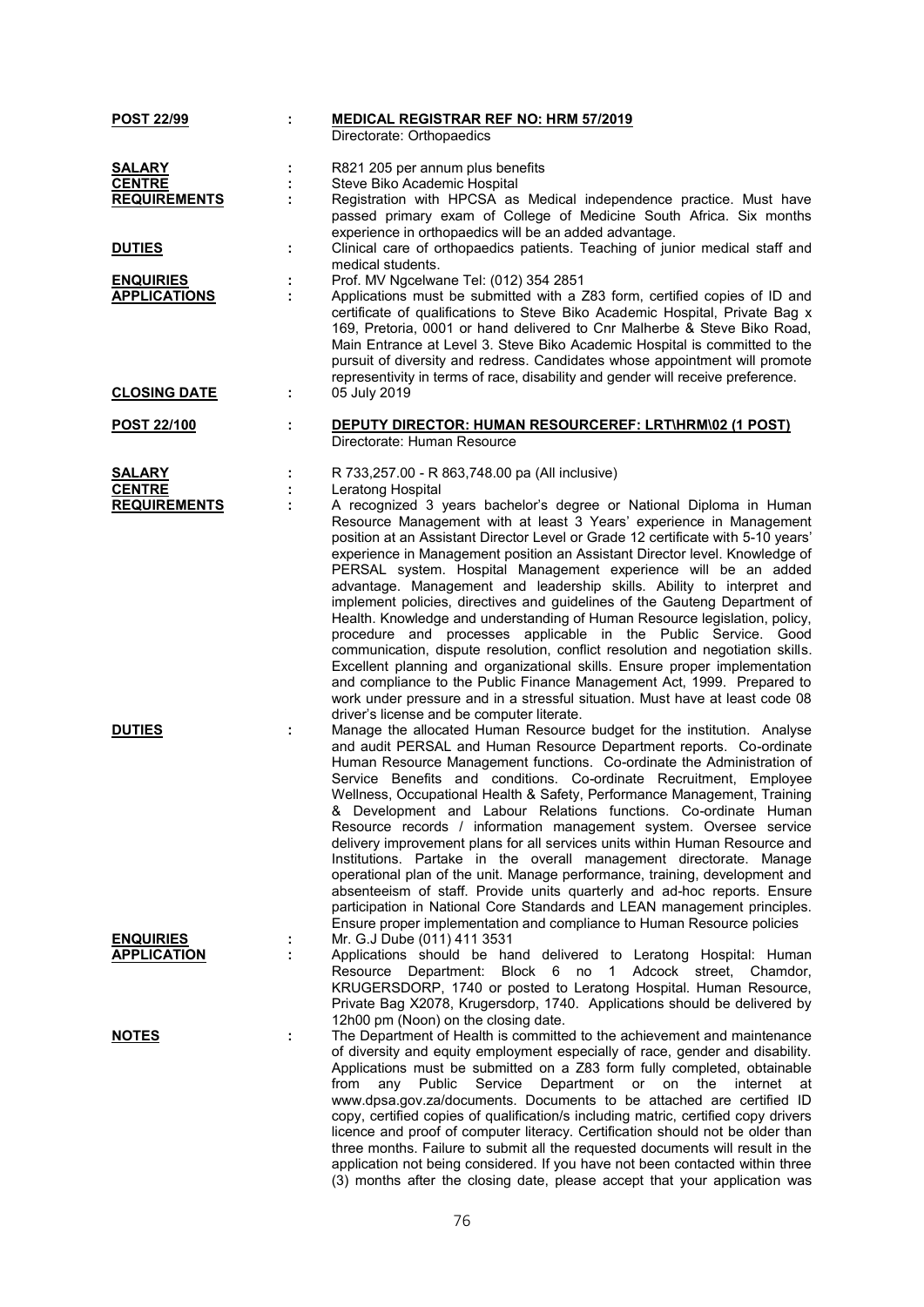**POST 22/99** : **MEDICAL REGISTRAR REF NO: HRM 57/2019**
Directorate: Orthopaedics

**SALARY** : R821 205 per annum plus benefits

**CENTRE** : Steve Biko Academic Hospital

**REQUIREMENTS** : Registration with HPCSA as Medical independence practice. Must have passed primary exam of College of Medicine South Africa. Six months experience in orthopaedics will be an added advantage.

**DUTIES** : Clinical care of orthopaedics patients. Teaching of junior medical staff and medical students.

**ENQUIRIES** : Prof. MV Ngcelwane Tel: (012) 354 2851

**APPLICATIONS** : Applications must be submitted with a Z83 form, certified copies of ID and certificate of qualifications to Steve Biko Academic Hospital, Private Bag x 169, Pretoria, 0001 or hand delivered to Cnr Malherbe & Steve Biko Road, Main Entrance at Level 3. Steve Biko Academic Hospital is committed to the pursuit of diversity and redress. Candidates whose appointment will promote representivity in terms of race, disability and gender will receive preference.

**CLOSING DATE** : 05 July 2019

**POST 22/100** : **DEPUTY DIRECTOR: HUMAN RESOURCEREF: LRT\HRM\02 (1 POST)**
Directorate: Human Resource

**SALARY** : R 733,257.00 - R 863,748.00 pa (All inclusive)

**CENTRE** : Leratong Hospital

**REQUIREMENTS** : A recognized 3 years bachelor's degree or National Diploma in Human Resource Management with at least 3 Years' experience in Management position at an Assistant Director Level or Grade 12 certificate with 5-10 years' experience in Management position an Assistant Director level. Knowledge of PERSAL system. Hospital Management experience will be an added advantage. Management and leadership skills. Ability to interpret and implement policies, directives and guidelines of the Gauteng Department of Health. Knowledge and understanding of Human Resource legislation, policy, procedure and processes applicable in the Public Service. Good communication, dispute resolution, conflict resolution and negotiation skills. Excellent planning and organizational skills. Ensure proper implementation and compliance to the Public Finance Management Act, 1999. Prepared to work under pressure and in a stressful situation. Must have at least code 08 driver's license and be computer literate.

**DUTIES** : Manage the allocated Human Resource budget for the institution. Analyse and audit PERSAL and Human Resource Department reports. Co-ordinate Human Resource Management functions. Co-ordinate the Administration of Service Benefits and conditions. Co-ordinate Recruitment, Employee Wellness, Occupational Health & Safety, Performance Management, Training & Development and Labour Relations functions. Co-ordinate Human Resource records / information management system. Oversee service delivery improvement plans for all services units within Human Resource and Institutions. Partake in the overall management directorate. Manage operational plan of the unit. Manage performance, training, development and absenteeism of staff. Provide units quarterly and ad-hoc reports. Ensure participation in National Core Standards and LEAN management principles. Ensure proper implementation and compliance to Human Resource policies

**ENQUIRIES** : Mr. G.J Dube (011) 411 3531

**APPLICATION** : Applications should be hand delivered to Leratong Hospital: Human Resource Department: Block 6 no 1 Adcock street, Chamdor, KRUGERSDORP, 1740 or posted to Leratong Hospital. Human Resource, Private Bag X2078, Krugersdorp, 1740. Applications should be delivered by 12h00 pm (Noon) on the closing date.

**NOTES** : The Department of Health is committed to the achievement and maintenance of diversity and equity employment especially of race, gender and disability. Applications must be submitted on a Z83 form fully completed, obtainable from any Public Service Department or on the internet at www.dpsa.gov.za/documents. Documents to be attached are certified ID copy, certified copies of qualification/s including matric, certified copy drivers licence and proof of computer literacy. Certification should not be older than three months. Failure to submit all the requested documents will result in the application not being considered. If you have not been contacted within three (3) months after the closing date, please accept that your application was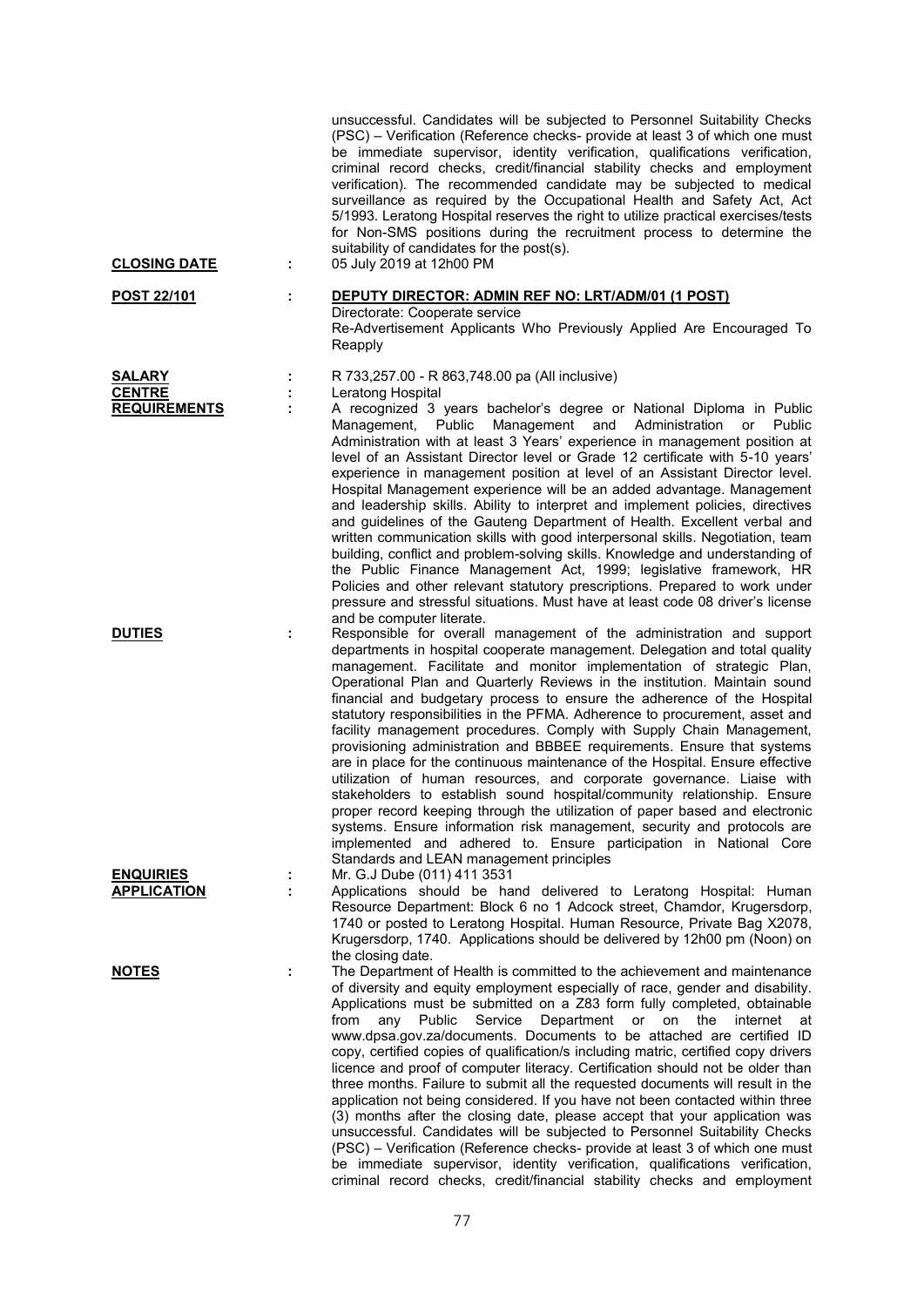unsuccessful. Candidates will be subjected to Personnel Suitability Checks (PSC) – Verification (Reference checks- provide at least 3 of which one must be immediate supervisor, identity verification, qualifications verification, criminal record checks, credit/financial stability checks and employment verification). The recommended candidate may be subjected to medical surveillance as required by the Occupational Health and Safety Act, Act 5/1993. Leratong Hospital reserves the right to utilize practical exercises/tests for Non-SMS positions during the recruitment process to determine the suitability of candidates for the post(s).

**CLOSING DATE** : 05 July 2019 at 12h00 PM

**POST 22/101** : **DEPUTY DIRECTOR: ADMIN REF NO: LRT/ADM/01 (1 POST)**

Directorate: Cooperate service

Re-Advertisement Applicants Who Previously Applied Are Encouraged To Reapply

**SALARY** : R 733,257.00 - R 863,748.00 pa (All inclusive)

**CENTRE** : Leratong Hospital

**REQUIREMENTS** : A recognized 3 years bachelor's degree or National Diploma in Public Management, Public Management and Administration or Public Administration with at least 3 Years' experience in management position at level of an Assistant Director level or Grade 12 certificate with 5-10 years' experience in management position at level of an Assistant Director level. Hospital Management experience will be an added advantage. Management and leadership skills. Ability to interpret and implement policies, directives and guidelines of the Gauteng Department of Health. Excellent verbal and written communication skills with good interpersonal skills. Negotiation, team building, conflict and problem-solving skills. Knowledge and understanding of the Public Finance Management Act, 1999; legislative framework, HR Policies and other relevant statutory prescriptions. Prepared to work under pressure and stressful situations. Must have at least code 08 driver's license and be computer literate.

**DUTIES** : Responsible for overall management of the administration and support departments in hospital cooperate management. Delegation and total quality management. Facilitate and monitor implementation of strategic Plan, Operational Plan and Quarterly Reviews in the institution. Maintain sound financial and budgetary process to ensure the adherence of the Hospital statutory responsibilities in the PFMA. Adherence to procurement, asset and facility management procedures. Comply with Supply Chain Management, provisioning administration and BBBEE requirements. Ensure that systems are in place for the continuous maintenance of the Hospital. Ensure effective utilization of human resources, and corporate governance. Liaise with stakeholders to establish sound hospital/community relationship. Ensure proper record keeping through the utilization of paper based and electronic systems. Ensure information risk management, security and protocols are implemented and adhered to. Ensure participation in National Core Standards and LEAN management principles

**ENQUIRIES** : Mr. G.J Dube (011) 411 3531

**APPLICATION** : Applications should be hand delivered to Leratong Hospital: Human Resource Department: Block 6 no 1 Adcock street, Chamdor, Krugersdorp, 1740 or posted to Leratong Hospital. Human Resource, Private Bag X2078, Krugersdorp, 1740. Applications should be delivered by 12h00 pm (Noon) on the closing date.

**NOTES** : The Department of Health is committed to the achievement and maintenance of diversity and equity employment especially of race, gender and disability. Applications must be submitted on a Z83 form fully completed, obtainable from any Public Service Department or on the internet at www.dpsa.gov.za/documents. Documents to be attached are certified ID copy, certified copies of qualification/s including matric, certified copy drivers licence and proof of computer literacy. Certification should not be older than three months. Failure to submit all the requested documents will result in the application not being considered. If you have not been contacted within three (3) months after the closing date, please accept that your application was unsuccessful. Candidates will be subjected to Personnel Suitability Checks (PSC) – Verification (Reference checks- provide at least 3 of which one must be immediate supervisor, identity verification, qualifications verification, criminal record checks, credit/financial stability checks and employment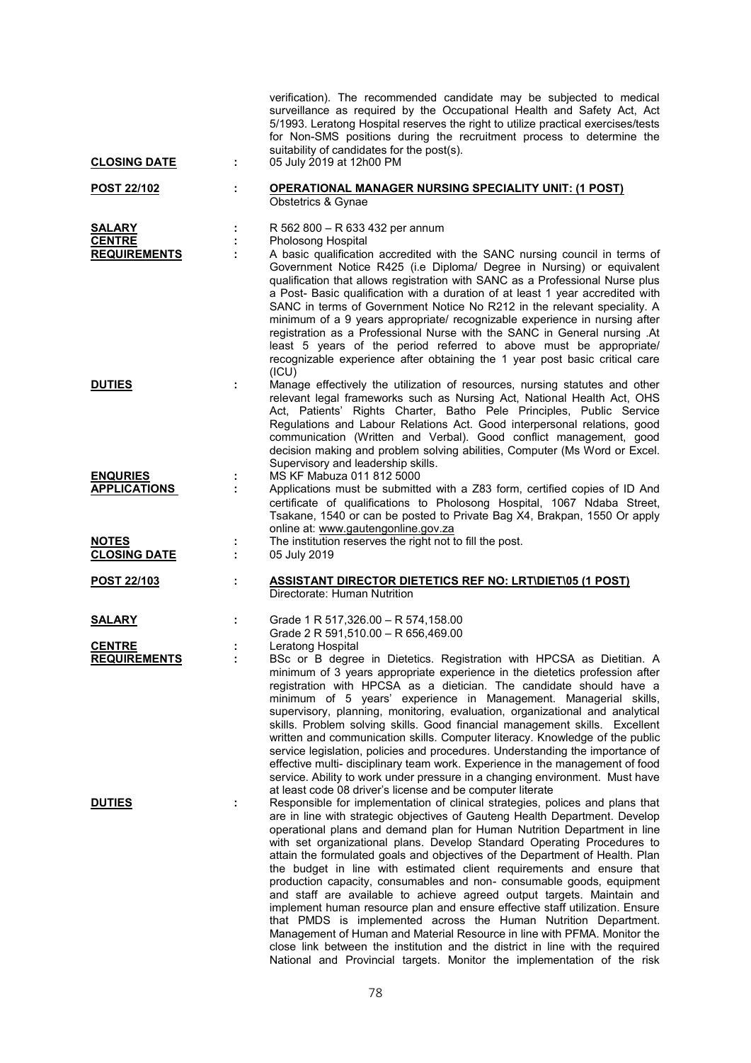verification). The recommended candidate may be subjected to medical surveillance as required by the Occupational Health and Safety Act, Act 5/1993. Leratong Hospital reserves the right to utilize practical exercises/tests for Non-SMS positions during the recruitment process to determine the suitability of candidates for the post(s).

**CLOSING DATE** : 05 July 2019 at 12h00 PM

**POST 22/102** : **OPERATIONAL MANAGER NURSING SPECIALITY UNIT: (1 POST)**
Obstetrics & Gynae

**SALARY** : R 562 800 – R 633 432 per annum

**CENTRE** : Pholosong Hospital

**REQUIREMENTS** : A basic qualification accredited with the SANC nursing council in terms of Government Notice R425 (i.e Diploma/ Degree in Nursing) or equivalent qualification that allows registration with SANC as a Professional Nurse plus a Post- Basic qualification with a duration of at least 1 year accredited with SANC in terms of Government Notice No R212 in the relevant speciality. A minimum of a 9 years appropriate/ recognizable experience in nursing after registration as a Professional Nurse with the SANC in General nursing .At least 5 years of the period referred to above must be appropriate/ recognizable experience after obtaining the 1 year post basic critical care (ICU)

**DUTIES** : Manage effectively the utilization of resources, nursing statutes and other relevant legal frameworks such as Nursing Act, National Health Act, OHS Act, Patients' Rights Charter, Batho Pele Principles, Public Service Regulations and Labour Relations Act. Good interpersonal relations, good communication (Written and Verbal). Good conflict management, good decision making and problem solving abilities, Computer (Ms Word or Excel. Supervisory and leadership skills.

**ENQURIES** : MS KF Mabuza 011 812 5000

**APPLICATIONS** : Applications must be submitted with a Z83 form, certified copies of ID And certificate of qualifications to Pholosong Hospital, 1067 Ndaba Street, Tsakane, 1540 or can be posted to Private Bag X4, Brakpan, 1550 Or apply online at: www.gautengonline.gov.za

**NOTES** : The institution reserves the right not to fill the post.

**CLOSING DATE** : 05 July 2019

**POST 22/103** : **ASSISTANT DIRECTOR DIETETICS REF NO: LRT\DIET\05 (1 POST)**
Directorate: Human Nutrition

**SALARY** : Grade 1 R 517,326.00 – R 574,158.00
Grade 2 R 591,510.00 – R 656,469.00

**CENTRE** : Leratong Hospital

**REQUIREMENTS** : BSc or B degree in Dietetics. Registration with HPCSA as Dietitian. A minimum of 3 years appropriate experience in the dietetics profession after registration with HPCSA as a dietician. The candidate should have a minimum of 5 years' experience in Management. Managerial skills, supervisory, planning, monitoring, evaluation, organizational and analytical skills. Problem solving skills. Good financial management skills. Excellent written and communication skills. Computer literacy. Knowledge of the public service legislation, policies and procedures. Understanding the importance of effective multi- disciplinary team work. Experience in the management of food service. Ability to work under pressure in a changing environment. Must have at least code 08 driver's license and be computer literate

**DUTIES** : Responsible for implementation of clinical strategies, polices and plans that are in line with strategic objectives of Gauteng Health Department. Develop operational plans and demand plan for Human Nutrition Department in line with set organizational plans. Develop Standard Operating Procedures to attain the formulated goals and objectives of the Department of Health. Plan the budget in line with estimated client requirements and ensure that production capacity, consumables and non- consumable goods, equipment and staff are available to achieve agreed output targets. Maintain and implement human resource plan and ensure effective staff utilization. Ensure that PMDS is implemented across the Human Nutrition Department. Management of Human and Material Resource in line with PFMA. Monitor the close link between the institution and the district in line with the required National and Provincial targets. Monitor the implementation of the risk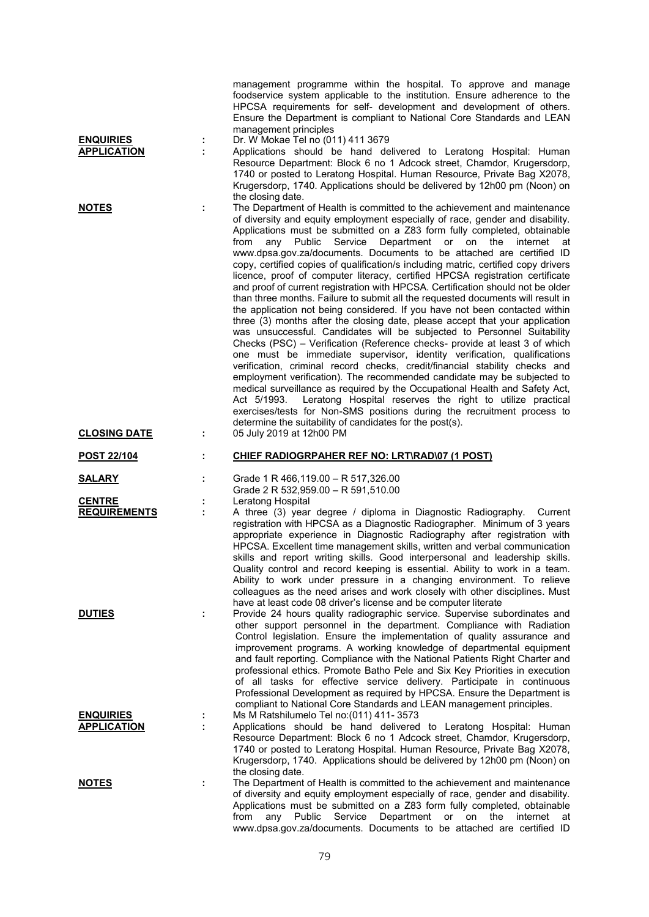management programme within the hospital. To approve and manage foodservice system applicable to the institution. Ensure adherence to the HPCSA requirements for self- development and development of others. Ensure the Department is compliant to National Core Standards and LEAN management principles

**ENQUIRIES** : Dr. W Mokae Tel no (011) 411 3679

**APPLICATION** : Applications should be hand delivered to Leratong Hospital: Human Resource Department: Block 6 no 1 Adcock street, Chamdor, Krugersdorp, 1740 or posted to Leratong Hospital. Human Resource, Private Bag X2078, Krugersdorp, 1740. Applications should be delivered by 12h00 pm (Noon) on the closing date.

**NOTES** : The Department of Health is committed to the achievement and maintenance of diversity and equity employment especially of race, gender and disability. Applications must be submitted on a Z83 form fully completed, obtainable from any Public Service Department or on the internet at www.dpsa.gov.za/documents. Documents to be attached are certified ID copy, certified copies of qualification/s including matric, certified copy drivers licence, proof of computer literacy, certified HPCSA registration certificate and proof of current registration with HPCSA. Certification should not be older than three months. Failure to submit all the requested documents will result in the application not being considered. If you have not been contacted within three (3) months after the closing date, please accept that your application was unsuccessful. Candidates will be subjected to Personnel Suitability Checks (PSC) – Verification (Reference checks- provide at least 3 of which one must be immediate supervisor, identity verification, qualifications verification, criminal record checks, credit/financial stability checks and employment verification). The recommended candidate may be subjected to medical surveillance as required by the Occupational Health and Safety Act, Act 5/1993. Leratong Hospital reserves the right to utilize practical exercises/tests for Non-SMS positions during the recruitment process to determine the suitability of candidates for the post(s).

**CLOSING DATE** : 05 July 2019 at 12h00 PM

**POST 22/104** : **CHIEF RADIOGRPAHER REF NO: LRT\RAD\07 (1 POST)**

**SALARY** : Grade 1 R 466,119.00 – R 517,326.00
Grade 2 R 532,959.00 – R 591,510.00

**CENTRE** : Leratong Hospital

**REQUIREMENTS** : A three (3) year degree / diploma in Diagnostic Radiography. Current registration with HPCSA as a Diagnostic Radiographer. Minimum of 3 years appropriate experience in Diagnostic Radiography after registration with HPCSA. Excellent time management skills, written and verbal communication skills and report writing skills. Good interpersonal and leadership skills. Quality control and record keeping is essential. Ability to work in a team. Ability to work under pressure in a changing environment. To relieve colleagues as the need arises and work closely with other disciplines. Must have at least code 08 driver's license and be computer literate

**DUTIES** : Provide 24 hours quality radiographic service. Supervise subordinates and other support personnel in the department. Compliance with Radiation Control legislation. Ensure the implementation of quality assurance and improvement programs. A working knowledge of departmental equipment and fault reporting. Compliance with the National Patients Right Charter and professional ethics. Promote Batho Pele and Six Key Priorities in execution of all tasks for effective service delivery. Participate in continuous Professional Development as required by HPCSA. Ensure the Department is compliant to National Core Standards and LEAN management principles.

**ENQUIRIES** : Ms M Ratshilumelo Tel no:(011) 411- 3573

**APPLICATION** : Applications should be hand delivered to Leratong Hospital: Human Resource Department: Block 6 no 1 Adcock street, Chamdor, Krugersdorp, 1740 or posted to Leratong Hospital. Human Resource, Private Bag X2078, Krugersdorp, 1740. Applications should be delivered by 12h00 pm (Noon) on the closing date.

**NOTES** : The Department of Health is committed to the achievement and maintenance of diversity and equity employment especially of race, gender and disability. Applications must be submitted on a Z83 form fully completed, obtainable from any Public Service Department or on the internet at www.dpsa.gov.za/documents. Documents to be attached are certified ID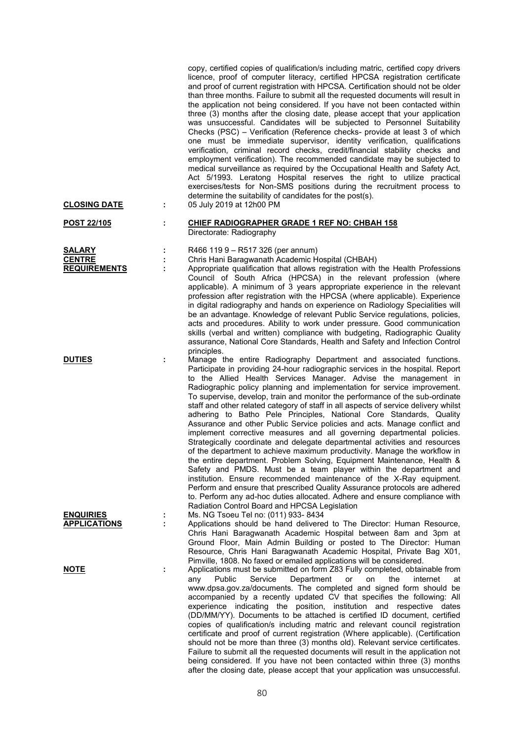copy, certified copies of qualification/s including matric, certified copy drivers licence, proof of computer literacy, certified HPCSA registration certificate and proof of current registration with HPCSA. Certification should not be older than three months. Failure to submit all the requested documents will result in the application not being considered. If you have not been contacted within three (3) months after the closing date, please accept that your application was unsuccessful. Candidates will be subjected to Personnel Suitability Checks (PSC) – Verification (Reference checks- provide at least 3 of which one must be immediate supervisor, identity verification, qualifications verification, criminal record checks, credit/financial stability checks and employment verification). The recommended candidate may be subjected to medical surveillance as required by the Occupational Health and Safety Act, Act 5/1993. Leratong Hospital reserves the right to utilize practical exercises/tests for Non-SMS positions during the recruitment process to determine the suitability of candidates for the post(s).

**CLOSING DATE** : 05 July 2019 at 12h00 PM

**POST 22/105** : **CHIEF RADIOGRAPHER GRADE 1 REF NO: CHBAH 158**
Directorate: Radiography

**SALARY** : R466 119 9 – R517 326 (per annum)

**CENTRE** : Chris Hani Baragwanath Academic Hospital (CHBAH)

**REQUIREMENTS** : Appropriate qualification that allows registration with the Health Professions Council of South Africa (HPCSA) in the relevant profession (where applicable). A minimum of 3 years appropriate experience in the relevant profession after registration with the HPCSA (where applicable). Experience in digital radiography and hands on experience on Radiology Specialities will be an advantage. Knowledge of relevant Public Service regulations, policies, acts and procedures. Ability to work under pressure. Good communication skills (verbal and written) compliance with budgeting, Radiographic Quality assurance, National Core Standards, Health and Safety and Infection Control principles.

**DUTIES** : Manage the entire Radiography Department and associated functions. Participate in providing 24-hour radiographic services in the hospital. Report to the Allied Health Services Manager. Advise the management in Radiographic policy planning and implementation for service improvement. To supervise, develop, train and monitor the performance of the sub-ordinate staff and other related category of staff in all aspects of service delivery whilst adhering to Batho Pele Principles, National Core Standards, Quality Assurance and other Public Service policies and acts. Manage conflict and implement corrective measures and all governing departmental policies. Strategically coordinate and delegate departmental activities and resources of the department to achieve maximum productivity. Manage the workflow in the entire department. Problem Solving, Equipment Maintenance, Health & Safety and PMDS. Must be a team player within the department and institution. Ensure recommended maintenance of the X-Ray equipment. Perform and ensure that prescribed Quality Assurance protocols are adhered to. Perform any ad-hoc duties allocated. Adhere and ensure compliance with Radiation Control Board and HPCSA Legislation

**ENQUIRIES** : Ms. NG Tsoeu Tel no: (011) 933- 8434

**APPLICATIONS** : Applications should be hand delivered to The Director: Human Resource, Chris Hani Baragwanath Academic Hospital between 8am and 3pm at Ground Floor, Main Admin Building or posted to The Director: Human Resource, Chris Hani Baragwanath Academic Hospital, Private Bag X01, Pimville, 1808. No faxed or emailed applications will be considered.

**NOTE** : Applications must be submitted on form Z83 Fully completed, obtainable from any Public Service Department or on the internet at www.dpsa.gov.za/documents. The completed and signed form should be accompanied by a recently updated CV that specifies the following: All experience indicating the position, institution and respective dates (DD/MM/YY). Documents to be attached is certified ID document, certified copies of qualification/s including matric and relevant council registration certificate and proof of current registration (Where applicable). (Certification should not be more than three (3) months old). Relevant service certificates. Failure to submit all the requested documents will result in the application not being considered. If you have not been contacted within three (3) months after the closing date, please accept that your application was unsuccessful.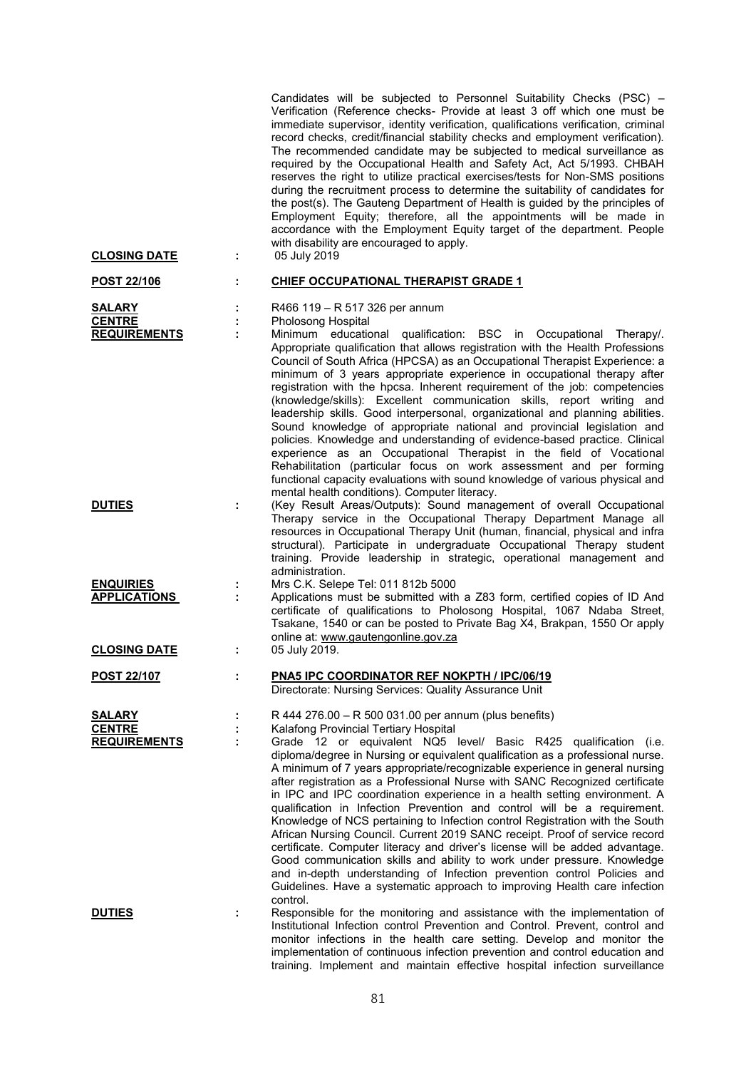Candidates will be subjected to Personnel Suitability Checks (PSC) – Verification (Reference checks- Provide at least 3 off which one must be immediate supervisor, identity verification, qualifications verification, criminal record checks, credit/financial stability checks and employment verification). The recommended candidate may be subjected to medical surveillance as required by the Occupational Health and Safety Act, Act 5/1993. CHBAH reserves the right to utilize practical exercises/tests for Non-SMS positions during the recruitment process to determine the suitability of candidates for the post(s). The Gauteng Department of Health is guided by the principles of Employment Equity; therefore, all the appointments will be made in accordance with the Employment Equity target of the department. People with disability are encouraged to apply.

**CLOSING DATE** : 05 July 2019

**POST 22/106** : **CHIEF OCCUPATIONAL THERAPIST GRADE 1**

**SALARY** : R466 119 – R 517 326 per annum

**CENTRE** : Pholosong Hospital

**REQUIREMENTS** : Minimum educational qualification: BSC in Occupational Therapy/. Appropriate qualification that allows registration with the Health Professions Council of South Africa (HPCSA) as an Occupational Therapist Experience: a minimum of 3 years appropriate experience in occupational therapy after registration with the hpcsa. Inherent requirement of the job: competencies (knowledge/skills): Excellent communication skills, report writing and leadership skills. Good interpersonal, organizational and planning abilities. Sound knowledge of appropriate national and provincial legislation and policies. Knowledge and understanding of evidence-based practice. Clinical experience as an Occupational Therapist in the field of Vocational Rehabilitation (particular focus on work assessment and per forming functional capacity evaluations with sound knowledge of various physical and mental health conditions). Computer literacy.

**DUTIES** : (Key Result Areas/Outputs): Sound management of overall Occupational Therapy service in the Occupational Therapy Department Manage all resources in Occupational Therapy Unit (human, financial, physical and infra structural). Participate in undergraduate Occupational Therapy student training. Provide leadership in strategic, operational management and administration.

**ENQUIRIES** : Mrs C.K. Selepe Tel: 011 812b 5000

**APPLICATIONS** : Applications must be submitted with a Z83 form, certified copies of ID And certificate of qualifications to Pholosong Hospital, 1067 Ndaba Street, Tsakane, 1540 or can be posted to Private Bag X4, Brakpan, 1550 Or apply online at: www.gautengonline.gov.za

**CLOSING DATE** : 05 July 2019.

**POST 22/107** : **PNA5 IPC COORDINATOR REF NOKPTH / IPC/06/19**
Directorate: Nursing Services: Quality Assurance Unit

**SALARY** : R 444 276.00 – R 500 031.00 per annum (plus benefits)

**CENTRE** : Kalafong Provincial Tertiary Hospital

**REQUIREMENTS** : Grade 12 or equivalent NQ5 level/ Basic R425 qualification (i.e. diploma/degree in Nursing or equivalent qualification as a professional nurse. A minimum of 7 years appropriate/recognizable experience in general nursing after registration as a Professional Nurse with SANC Recognized certificate in IPC and IPC coordination experience in a health setting environment. A qualification in Infection Prevention and control will be a requirement. Knowledge of NCS pertaining to Infection control Registration with the South African Nursing Council. Current 2019 SANC receipt. Proof of service record certificate. Computer literacy and driver's license will be added advantage. Good communication skills and ability to work under pressure. Knowledge and in-depth understanding of Infection prevention control Policies and Guidelines. Have a systematic approach to improving Health care infection control.

**DUTIES** : Responsible for the monitoring and assistance with the implementation of Institutional Infection control Prevention and Control. Prevent, control and monitor infections in the health care setting. Develop and monitor the implementation of continuous infection prevention and control education and training. Implement and maintain effective hospital infection surveillance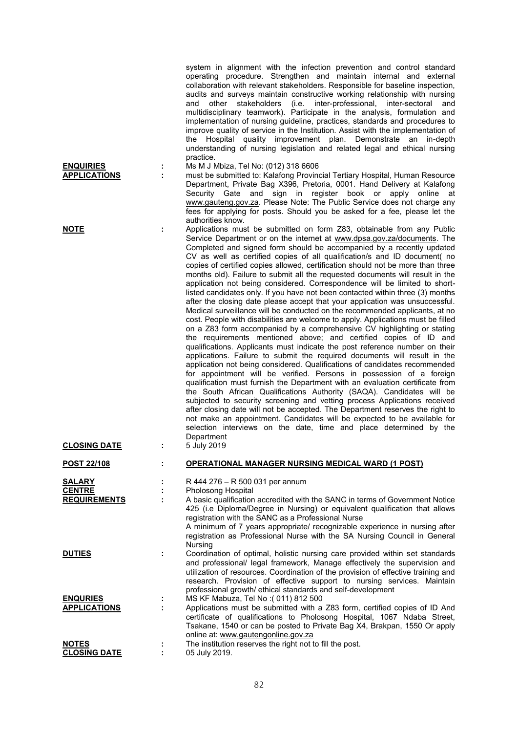system in alignment with the infection prevention and control standard operating procedure. Strengthen and maintain internal and external collaboration with relevant stakeholders. Responsible for baseline inspection, audits and surveys maintain constructive working relationship with nursing and other stakeholders (i.e. inter-professional, inter-sectoral and multidisciplinary teamwork). Participate in the analysis, formulation and implementation of nursing guideline, practices, standards and procedures to improve quality of service in the Institution. Assist with the implementation of the Hospital quality improvement plan. Demonstrate an in-depth understanding of nursing legislation and related legal and ethical nursing practice.

**ENQUIRIES** : Ms M J Mbiza, Tel No: (012) 318 6606

**APPLICATIONS** : must be submitted to: Kalafong Provincial Tertiary Hospital, Human Resource Department, Private Bag X396, Pretoria, 0001. Hand Delivery at Kalafong Security Gate and sign in register book or apply online at www.gauteng.gov.za. Please Note: The Public Service does not charge any fees for applying for posts. Should you be asked for a fee, please let the authorities know.

**NOTE** : Applications must be submitted on form Z83, obtainable from any Public Service Department or on the internet at www.dpsa.gov.za/documents. The Completed and signed form should be accompanied by a recently updated CV as well as certified copies of all qualification/s and ID document( no copies of certified copies allowed, certification should not be more than three months old). Failure to submit all the requested documents will result in the application not being considered. Correspondence will be limited to short-listed candidates only. If you have not been contacted within three (3) months after the closing date please accept that your application was unsuccessful. Medical surveillance will be conducted on the recommended applicants, at no cost. People with disabilities are welcome to apply. Applications must be filled on a Z83 form accompanied by a comprehensive CV highlighting or stating the requirements mentioned above; and certified copies of ID and qualifications. Applicants must indicate the post reference number on their applications. Failure to submit the required documents will result in the application not being considered. Qualifications of candidates recommended for appointment will be verified. Persons in possession of a foreign qualification must furnish the Department with an evaluation certificate from the South African Qualifications Authority (SAQA). Candidates will be subjected to security screening and vetting process Applications received after closing date will not be accepted. The Department reserves the right to not make an appointment. Candidates will be expected to be available for selection interviews on the date, time and place determined by the Department

**CLOSING DATE** : 5 July 2019

**POST 22/108** : **OPERATIONAL MANAGER NURSING MEDICAL WARD (1 POST)**

**SALARY** : R 444 276 – R 500 031 per annum

**CENTRE** : Pholosong Hospital

**REQUIREMENTS** : A basic qualification accredited with the SANC in terms of Government Notice 425 (i.e Diploma/Degree in Nursing) or equivalent qualification that allows registration with the SANC as a Professional Nurse
A minimum of 7 years appropriate/ recognizable experience in nursing after registration as Professional Nurse with the SA Nursing Council in General Nursing

**DUTIES** : Coordination of optimal, holistic nursing care provided within set standards and professional/ legal framework, Manage effectively the supervision and utilization of resources. Coordination of the provision of effective training and research. Provision of effective support to nursing services. Maintain professional growth/ ethical standards and self-development

**ENQUIRIES** : MS KF Mabuza, Tel No :( 011) 812 500

**APPLICATIONS** : Applications must be submitted with a Z83 form, certified copies of ID And certificate of qualifications to Pholosong Hospital, 1067 Ndaba Street, Tsakane, 1540 or can be posted to Private Bag X4, Brakpan, 1550 Or apply online at: www.gautengonline.gov.za

**NOTES** : The institution reserves the right not to fill the post.

**CLOSING DATE** : 05 July 2019.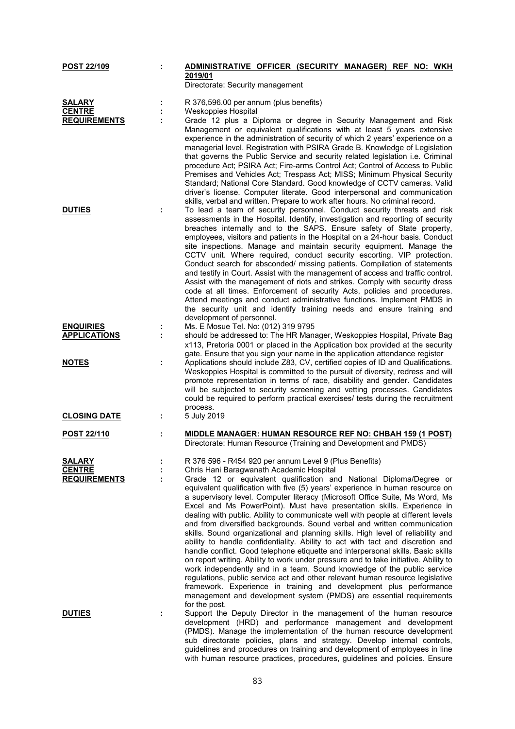**POST 22/109** : **ADMINISTRATIVE OFFICER (SECURITY MANAGER) REF NO: WKH 2019/01**
Directorate: Security management

**SALARY** : R 376,596.00 per annum (plus benefits)
**CENTRE** : Weskoppies Hospital
**REQUIREMENTS** : Grade 12 plus a Diploma or degree in Security Management and Risk Management or equivalent qualifications with at least 5 years extensive experience in the administration of security of which 2 years' experience on a managerial level. Registration with PSIRA Grade B. Knowledge of Legislation that governs the Public Service and security related legislation i.e. Criminal procedure Act; PSIRA Act; Fire-arms Control Act; Control of Access to Public Premises and Vehicles Act; Trespass Act; MISS; Minimum Physical Security Standard; National Core Standard. Good knowledge of CCTV cameras. Valid driver's license. Computer literate. Good interpersonal and communication skills, verbal and written. Prepare to work after hours. No criminal record.
**DUTIES** : To lead a team of security personnel. Conduct security threats and risk assessments in the Hospital. Identify, investigation and reporting of security breaches internally and to the SAPS. Ensure safety of State property, employees, visitors and patients in the Hospital on a 24-hour basis. Conduct site inspections. Manage and maintain security equipment. Manage the CCTV unit. Where required, conduct security escorting. VIP protection. Conduct search for absconded/ missing patients. Compilation of statements and testify in Court. Assist with the management of access and traffic control. Assist with the management of riots and strikes. Comply with security dress code at all times. Enforcement of security Acts, policies and procedures. Attend meetings and conduct administrative functions. Implement PMDS in the security unit and identify training needs and ensure training and development of personnel.
**ENQUIRIES** : Ms. E Mosue Tel. No: (012) 319 9795
**APPLICATIONS** : should be addressed to: The HR Manager, Weskoppies Hospital, Private Bag x113, Pretoria 0001 or placed in the Application box provided at the security gate. Ensure that you sign your name in the application attendance register
**NOTES** : Applications should include Z83, CV, certified copies of ID and Qualifications. Weskoppies Hospital is committed to the pursuit of diversity, redress and will promote representation in terms of race, disability and gender. Candidates will be subjected to security screening and vetting processes. Candidates could be required to perform practical exercises/ tests during the recruitment process.
**CLOSING DATE** : 5 July 2019

**POST 22/110** : **MIDDLE MANAGER: HUMAN RESOURCE REF NO: CHBAH 159 (1 POST)**
Directorate: Human Resource (Training and Development and PMDS)

**SALARY** : R 376 596 - R454 920 per annum Level 9 (Plus Benefits)
**CENTRE** : Chris Hani Baragwanath Academic Hospital
**REQUIREMENTS** : Grade 12 or equivalent qualification and National Diploma/Degree or equivalent qualification with five (5) years' experience in human resource on a supervisory level. Computer literacy (Microsoft Office Suite, Ms Word, Ms Excel and Ms PowerPoint). Must have presentation skills. Experience in dealing with public. Ability to communicate well with people at different levels and from diversified backgrounds. Sound verbal and written communication skills. Sound organizational and planning skills. High level of reliability and ability to handle confidentiality. Ability to act with tact and discretion and handle conflict. Good telephone etiquette and interpersonal skills. Basic skills on report writing. Ability to work under pressure and to take initiative. Ability to work independently and in a team. Sound knowledge of the public service regulations, public service act and other relevant human resource legislative framework. Experience in training and development plus performance management and development system (PMDS) are essential requirements for the post.
**DUTIES** : Support the Deputy Director in the management of the human resource development (HRD) and performance management and development (PMDS). Manage the implementation of the human resource development sub directorate policies, plans and strategy. Develop internal controls, guidelines and procedures on training and development of employees in line with human resource practices, procedures, guidelines and policies. Ensure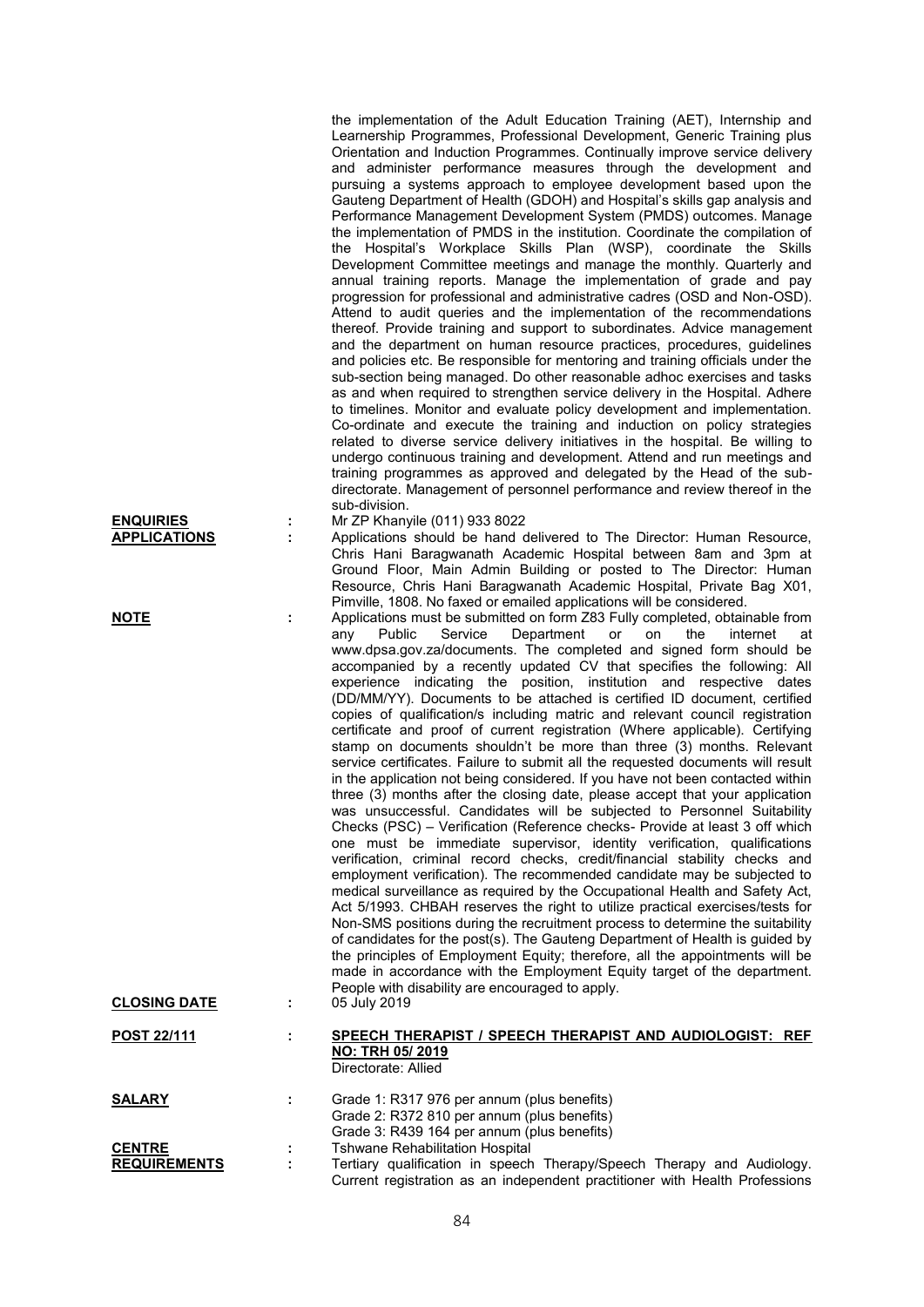the implementation of the Adult Education Training (AET), Internship and Learnership Programmes, Professional Development, Generic Training plus Orientation and Induction Programmes. Continually improve service delivery and administer performance measures through the development and pursuing a systems approach to employee development based upon the Gauteng Department of Health (GDOH) and Hospital's skills gap analysis and Performance Management Development System (PMDS) outcomes. Manage the implementation of PMDS in the institution. Coordinate the compilation of the Hospital's Workplace Skills Plan (WSP), coordinate the Skills Development Committee meetings and manage the monthly. Quarterly and annual training reports. Manage the implementation of grade and pay progression for professional and administrative cadres (OSD and Non-OSD). Attend to audit queries and the implementation of the recommendations thereof. Provide training and support to subordinates. Advice management and the department on human resource practices, procedures, guidelines and policies etc. Be responsible for mentoring and training officials under the sub-section being managed. Do other reasonable adhoc exercises and tasks as and when required to strengthen service delivery in the Hospital. Adhere to timelines. Monitor and evaluate policy development and implementation. Co-ordinate and execute the training and induction on policy strategies related to diverse service delivery initiatives in the hospital. Be willing to undergo continuous training and development. Attend and run meetings and training programmes as approved and delegated by the Head of the sub-directorate. Management of personnel performance and review thereof in the sub-division.

**ENQUIRIES** : Mr ZP Khanyile (011) 933 8022

**APPLICATIONS** : Applications should be hand delivered to The Director: Human Resource, Chris Hani Baragwanath Academic Hospital between 8am and 3pm at Ground Floor, Main Admin Building or posted to The Director: Human Resource, Chris Hani Baragwanath Academic Hospital, Private Bag X01, Pimville, 1808. No faxed or emailed applications will be considered.

**NOTE** : Applications must be submitted on form Z83 Fully completed, obtainable from any Public Service Department or on the internet at www.dpsa.gov.za/documents. The completed and signed form should be accompanied by a recently updated CV that specifies the following: All experience indicating the position, institution and respective dates (DD/MM/YY). Documents to be attached is certified ID document, certified copies of qualification/s including matric and relevant council registration certificate and proof of current registration (Where applicable). Certifying stamp on documents shouldn't be more than three (3) months. Relevant service certificates. Failure to submit all the requested documents will result in the application not being considered. If you have not been contacted within three (3) months after the closing date, please accept that your application was unsuccessful. Candidates will be subjected to Personnel Suitability Checks (PSC) – Verification (Reference checks- Provide at least 3 off which one must be immediate supervisor, identity verification, qualifications verification, criminal record checks, credit/financial stability checks and employment verification). The recommended candidate may be subjected to medical surveillance as required by the Occupational Health and Safety Act, Act 5/1993. CHBAH reserves the right to utilize practical exercises/tests for Non-SMS positions during the recruitment process to determine the suitability of candidates for the post(s). The Gauteng Department of Health is guided by the principles of Employment Equity; therefore, all the appointments will be made in accordance with the Employment Equity target of the department. People with disability are encouraged to apply.

**CLOSING DATE** : 05 July 2019

**POST 22/111** : **SPEECH THERAPIST / SPEECH THERAPIST AND AUDIOLOGIST: REF NO: TRH 05/ 2019**

Directorate: Allied

**SALARY** : Grade 1: R317 976 per annum (plus benefits)
Grade 2: R372 810 per annum (plus benefits)
Grade 3: R439 164 per annum (plus benefits)

**CENTRE** : Tshwane Rehabilitation Hospital

**REQUIREMENTS** : Tertiary qualification in speech Therapy/Speech Therapy and Audiology. Current registration as an independent practitioner with Health Professions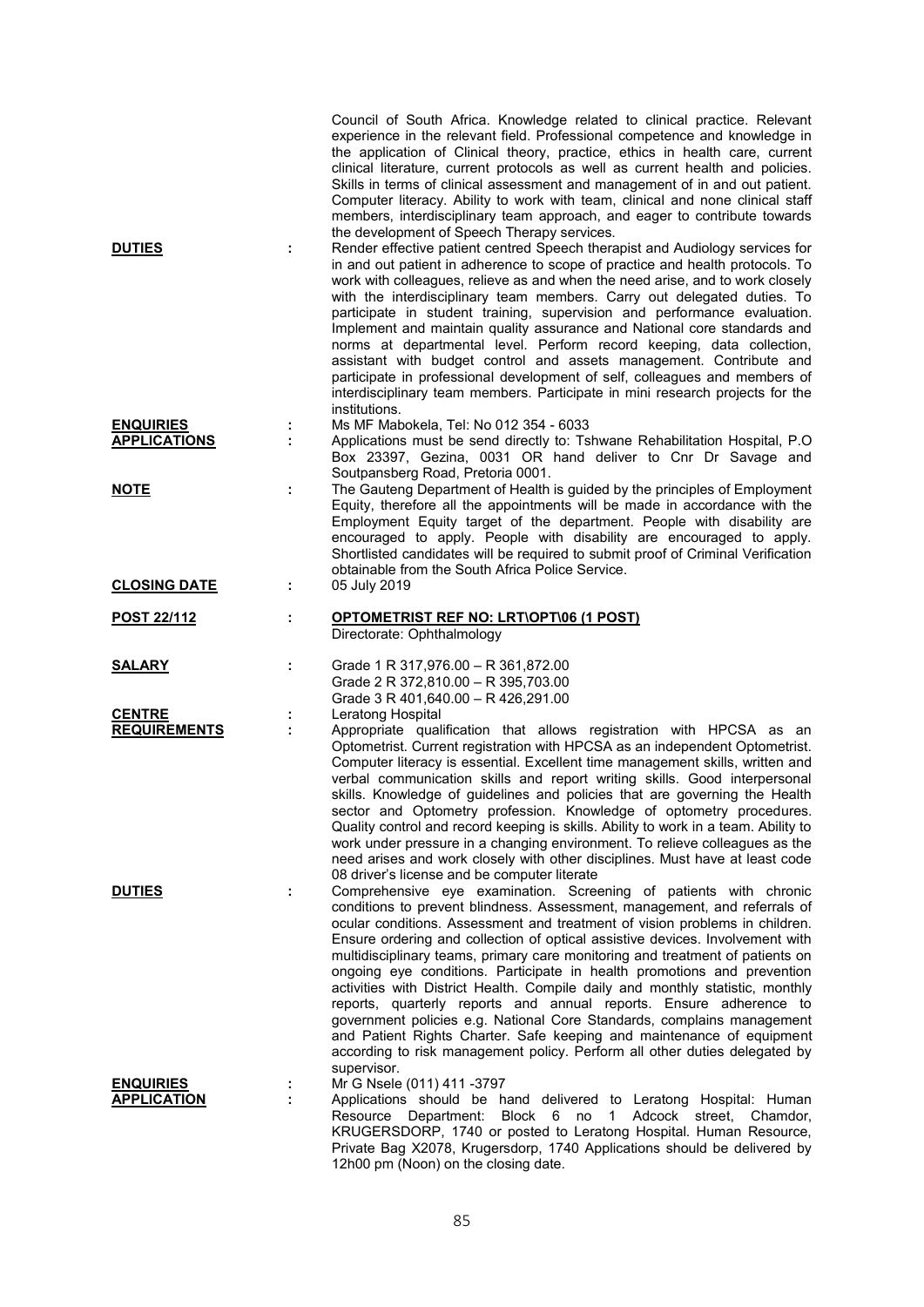Council of South Africa. Knowledge related to clinical practice. Relevant experience in the relevant field. Professional competence and knowledge in the application of Clinical theory, practice, ethics in health care, current clinical literature, current protocols as well as current health and policies. Skills in terms of clinical assessment and management of in and out patient. Computer literacy. Ability to work with team, clinical and none clinical staff members, interdisciplinary team approach, and eager to contribute towards the development of Speech Therapy services.

**DUTIES** : Render effective patient centred Speech therapist and Audiology services for in and out patient in adherence to scope of practice and health protocols. To work with colleagues, relieve as and when the need arise, and to work closely with the interdisciplinary team members. Carry out delegated duties. To participate in student training, supervision and performance evaluation. Implement and maintain quality assurance and National core standards and norms at departmental level. Perform record keeping, data collection, assistant with budget control and assets management. Contribute and participate in professional development of self, colleagues and members of interdisciplinary team members. Participate in mini research projects for the institutions.

**ENQUIRIES** : Ms MF Mabokela, Tel: No 012 354 - 6033

**APPLICATIONS** : Applications must be send directly to: Tshwane Rehabilitation Hospital, P.O Box 23397, Gezina, 0031 OR hand deliver to Cnr Dr Savage and Soutpansberg Road, Pretoria 0001.

**NOTE** : The Gauteng Department of Health is guided by the principles of Employment Equity, therefore all the appointments will be made in accordance with the Employment Equity target of the department. People with disability are encouraged to apply. People with disability are encouraged to apply. Shortlisted candidates will be required to submit proof of Criminal Verification obtainable from the South Africa Police Service.

**CLOSING DATE** : 05 July 2019

**POST 22/112** : **OPTOMETRIST REF NO: LRT\OPT\06 (1 POST)**
Directorate: Ophthalmology

**SALARY** : Grade 1 R 317,976.00 – R 361,872.00
Grade 2 R 372,810.00 – R 395,703.00
Grade 3 R 401,640.00 – R 426,291.00

**CENTRE** : Leratong Hospital

**REQUIREMENTS** : Appropriate qualification that allows registration with HPCSA as an Optometrist. Current registration with HPCSA as an independent Optometrist. Computer literacy is essential. Excellent time management skills, written and verbal communication skills and report writing skills. Good interpersonal skills. Knowledge of guidelines and policies that are governing the Health sector and Optometry profession. Knowledge of optometry procedures. Quality control and record keeping is skills. Ability to work in a team. Ability to work under pressure in a changing environment. To relieve colleagues as the need arises and work closely with other disciplines. Must have at least code 08 driver's license and be computer literate

**DUTIES** : Comprehensive eye examination. Screening of patients with chronic conditions to prevent blindness. Assessment, management, and referrals of ocular conditions. Assessment and treatment of vision problems in children. Ensure ordering and collection of optical assistive devices. Involvement with multidisciplinary teams, primary care monitoring and treatment of patients on ongoing eye conditions. Participate in health promotions and prevention activities with District Health. Compile daily and monthly statistic, monthly reports, quarterly reports and annual reports. Ensure adherence to government policies e.g. National Core Standards, complains management and Patient Rights Charter. Safe keeping and maintenance of equipment according to risk management policy. Perform all other duties delegated by supervisor.

**ENQUIRIES** : Mr G Nsele (011) 411 -3797

**APPLICATION** : Applications should be hand delivered to Leratong Hospital: Human Resource Department: Block 6 no 1 Adcock street, Chamdor, KRUGERSDORP, 1740 or posted to Leratong Hospital. Human Resource, Private Bag X2078, Krugersdorp, 1740 Applications should be delivered by 12h00 pm (Noon) on the closing date.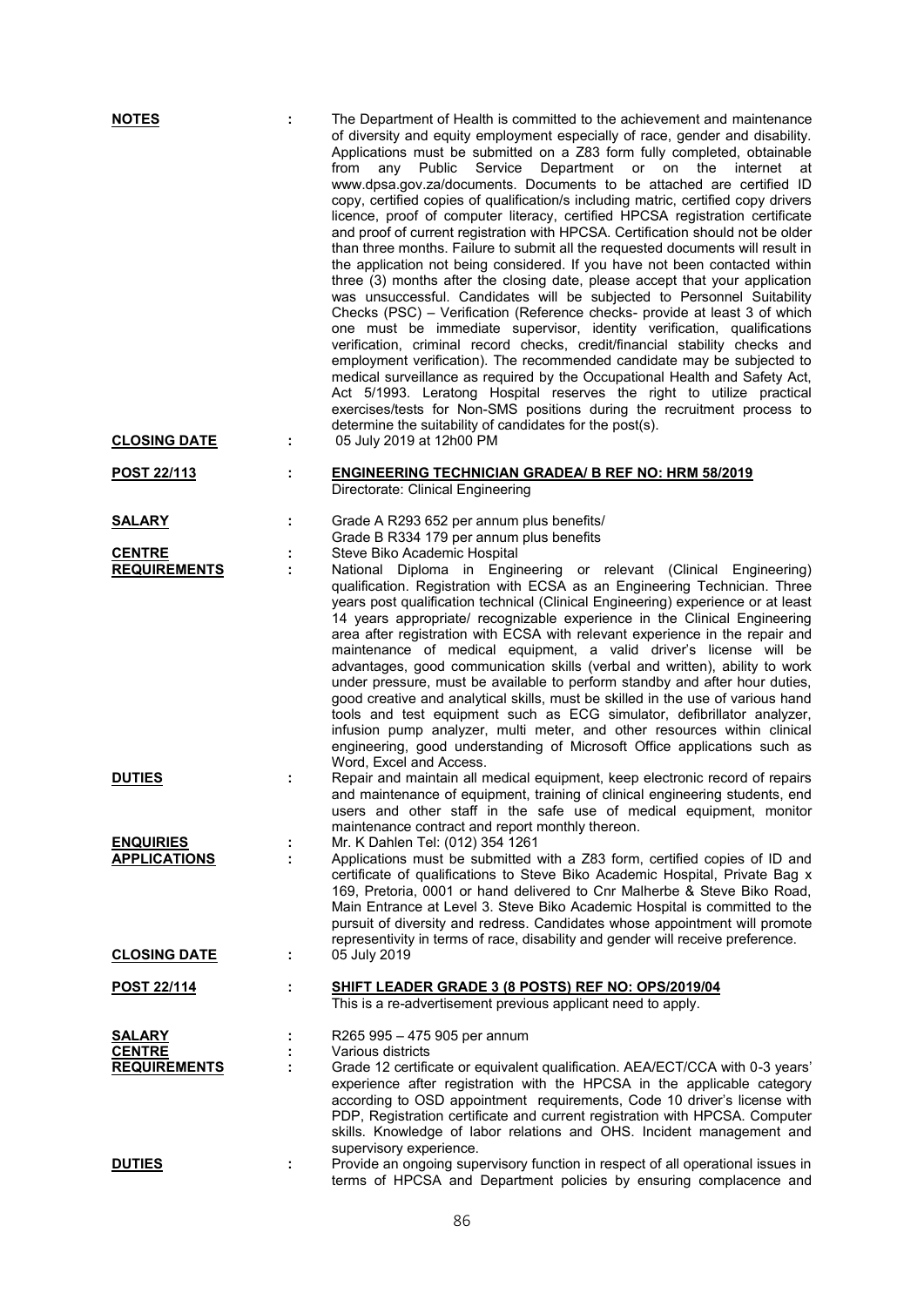**NOTES** : The Department of Health is committed to the achievement and maintenance of diversity and equity employment especially of race, gender and disability. Applications must be submitted on a Z83 form fully completed, obtainable from any Public Service Department or on the internet at www.dpsa.gov.za/documents. Documents to be attached are certified ID copy, certified copies of qualification/s including matric, certified copy drivers licence, proof of computer literacy, certified HPCSA registration certificate and proof of current registration with HPCSA. Certification should not be older than three months. Failure to submit all the requested documents will result in the application not being considered. If you have not been contacted within three (3) months after the closing date, please accept that your application was unsuccessful. Candidates will be subjected to Personnel Suitability Checks (PSC) – Verification (Reference checks- provide at least 3 of which one must be immediate supervisor, identity verification, qualifications verification, criminal record checks, credit/financial stability checks and employment verification). The recommended candidate may be subjected to medical surveillance as required by the Occupational Health and Safety Act, Act 5/1993. Leratong Hospital reserves the right to utilize practical exercises/tests for Non-SMS positions during the recruitment process to determine the suitability of candidates for the post(s).

**CLOSING DATE** : 05 July 2019 at 12h00 PM

**POST 22/113** : **ENGINEERING TECHNICIAN GRADEA/ B REF NO: HRM 58/2019**
Directorate: Clinical Engineering

**SALARY** : Grade A R293 652 per annum plus benefits/
Grade B R334 179 per annum plus benefits

**CENTRE** : Steve Biko Academic Hospital

**REQUIREMENTS** : National Diploma in Engineering or relevant (Clinical Engineering) qualification. Registration with ECSA as an Engineering Technician. Three years post qualification technical (Clinical Engineering) experience or at least 14 years appropriate/ recognizable experience in the Clinical Engineering area after registration with ECSA with relevant experience in the repair and maintenance of medical equipment, a valid driver's license will be advantages, good communication skills (verbal and written), ability to work under pressure, must be available to perform standby and after hour duties, good creative and analytical skills, must be skilled in the use of various hand tools and test equipment such as ECG simulator, defibrillator analyzer, infusion pump analyzer, multi meter, and other resources within clinical engineering, good understanding of Microsoft Office applications such as Word, Excel and Access.

**DUTIES** : Repair and maintain all medical equipment, keep electronic record of repairs and maintenance of equipment, training of clinical engineering students, end users and other staff in the safe use of medical equipment, monitor maintenance contract and report monthly thereon.

**ENQUIRIES** : Mr. K Dahlen Tel: (012) 354 1261

**APPLICATIONS** : Applications must be submitted with a Z83 form, certified copies of ID and certificate of qualifications to Steve Biko Academic Hospital, Private Bag x 169, Pretoria, 0001 or hand delivered to Cnr Malherbe & Steve Biko Road, Main Entrance at Level 3. Steve Biko Academic Hospital is committed to the pursuit of diversity and redress. Candidates whose appointment will promote representivity in terms of race, disability and gender will receive preference.

**CLOSING DATE** : 05 July 2019

**POST 22/114** : **SHIFT LEADER GRADE 3 (8 POSTS) REF NO: OPS/2019/04**
This is a re-advertisement previous applicant need to apply.

**SALARY** : R265 995 – 475 905 per annum

**CENTRE** : Various districts

**REQUIREMENTS** : Grade 12 certificate or equivalent qualification. AEA/ECT/CCA with 0-3 years' experience after registration with the HPCSA in the applicable category according to OSD appointment requirements, Code 10 driver's license with PDP, Registration certificate and current registration with HPCSA. Computer skills. Knowledge of labor relations and OHS. Incident management and supervisory experience.

**DUTIES** : Provide an ongoing supervisory function in respect of all operational issues in terms of HPCSA and Department policies by ensuring complacence and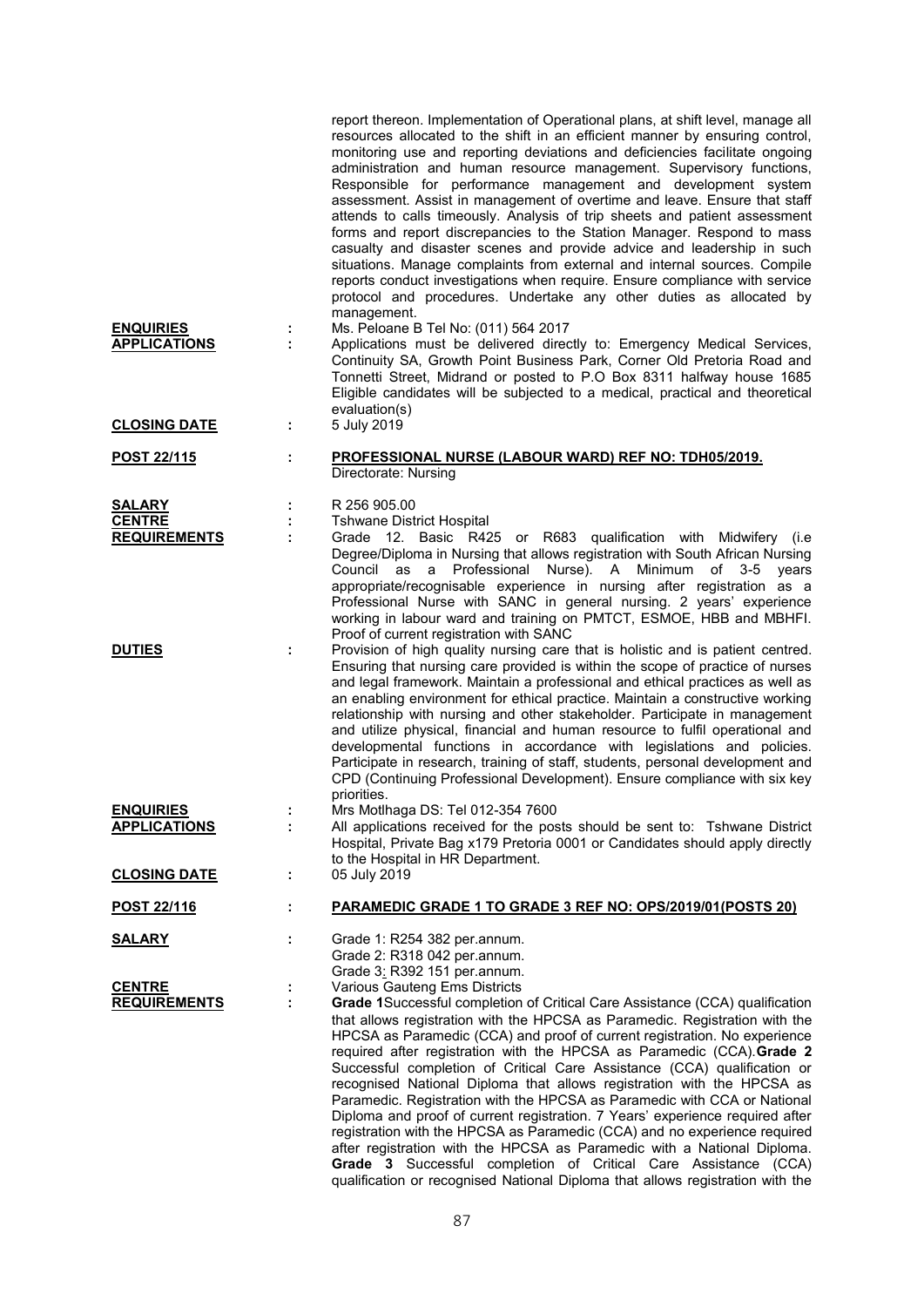report thereon. Implementation of Operational plans, at shift level, manage all resources allocated to the shift in an efficient manner by ensuring control, monitoring use and reporting deviations and deficiencies facilitate ongoing administration and human resource management. Supervisory functions, Responsible for performance management and development system assessment. Assist in management of overtime and leave. Ensure that staff attends to calls timeously. Analysis of trip sheets and patient assessment forms and report discrepancies to the Station Manager. Respond to mass casualty and disaster scenes and provide advice and leadership in such situations. Manage complaints from external and internal sources. Compile reports conduct investigations when require. Ensure compliance with service protocol and procedures. Undertake any other duties as allocated by management.

**ENQUIRIES** : Ms. Peloane B Tel No: (011) 564 2017

**APPLICATIONS** : Applications must be delivered directly to: Emergency Medical Services, Continuity SA, Growth Point Business Park, Corner Old Pretoria Road and Tonnetti Street, Midrand or posted to P.O Box 8311 halfway house 1685 Eligible candidates will be subjected to a medical, practical and theoretical evaluation(s)

**CLOSING DATE** : 5 July 2019

**POST 22/115** : **PROFESSIONAL NURSE (LABOUR WARD) REF NO: TDH05/2019.**
Directorate: Nursing

**SALARY** : R 256 905.00

**CENTRE** : Tshwane District Hospital

**REQUIREMENTS** : Grade 12. Basic R425 or R683 qualification with Midwifery (i.e Degree/Diploma in Nursing that allows registration with South African Nursing Council as a Professional Nurse). A Minimum of 3-5 years appropriate/recognisable experience in nursing after registration as a Professional Nurse with SANC in general nursing. 2 years' experience working in labour ward and training on PMTCT, ESMOE, HBB and MBHFI. Proof of current registration with SANC

**DUTIES** : Provision of high quality nursing care that is holistic and is patient centred. Ensuring that nursing care provided is within the scope of practice of nurses and legal framework. Maintain a professional and ethical practices as well as an enabling environment for ethical practice. Maintain a constructive working relationship with nursing and other stakeholder. Participate in management and utilize physical, financial and human resource to fulfil operational and developmental functions in accordance with legislations and policies. Participate in research, training of staff, students, personal development and CPD (Continuing Professional Development). Ensure compliance with six key priorities.

**ENQUIRIES** : Mrs Motlhaga DS: Tel 012-354 7600

**APPLICATIONS** : All applications received for the posts should be sent to: Tshwane District Hospital, Private Bag x179 Pretoria 0001 or Candidates should apply directly to the Hospital in HR Department.

**CLOSING DATE** : 05 July 2019

**POST 22/116** : **PARAMEDIC GRADE 1 TO GRADE 3 REF NO: OPS/2019/01(POSTS 20)**

**SALARY** : Grade 1: R254 382 per.annum.
Grade 2: R318 042 per.annum.
Grade 3: R392 151 per.annum.

**CENTRE** : Various Gauteng Ems Districts

**REQUIREMENTS** : **Grade 1**Successful completion of Critical Care Assistance (CCA) qualification that allows registration with the HPCSA as Paramedic. Registration with the HPCSA as Paramedic (CCA) and proof of current registration. No experience required after registration with the HPCSA as Paramedic (CCA).**Grade 2** Successful completion of Critical Care Assistance (CCA) qualification or recognised National Diploma that allows registration with the HPCSA as Paramedic. Registration with the HPCSA as Paramedic with CCA or National Diploma and proof of current registration. 7 Years' experience required after registration with the HPCSA as Paramedic (CCA) and no experience required after registration with the HPCSA as Paramedic with a National Diploma. **Grade 3** Successful completion of Critical Care Assistance (CCA) qualification or recognised National Diploma that allows registration with the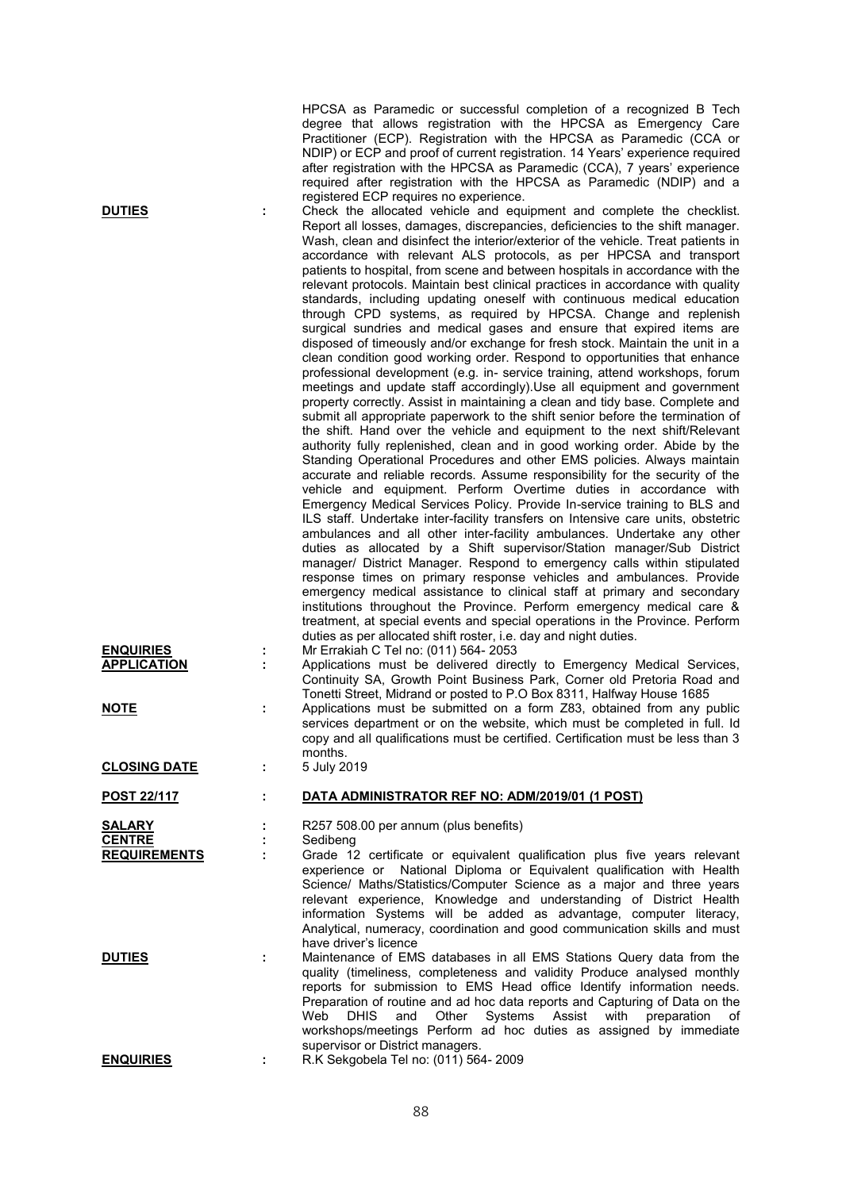HPCSA as Paramedic or successful completion of a recognized B Tech degree that allows registration with the HPCSA as Emergency Care Practitioner (ECP). Registration with the HPCSA as Paramedic (CCA or NDIP) or ECP and proof of current registration. 14 Years' experience required after registration with the HPCSA as Paramedic (CCA), 7 years' experience required after registration with the HPCSA as Paramedic (NDIP) and a registered ECP requires no experience.

**DUTIES** : Check the allocated vehicle and equipment and complete the checklist. Report all losses, damages, discrepancies, deficiencies to the shift manager. Wash, clean and disinfect the interior/exterior of the vehicle. Treat patients in accordance with relevant ALS protocols, as per HPCSA and transport patients to hospital, from scene and between hospitals in accordance with the relevant protocols. Maintain best clinical practices in accordance with quality standards, including updating oneself with continuous medical education through CPD systems, as required by HPCSA. Change and replenish surgical sundries and medical gases and ensure that expired items are disposed of timeously and/or exchange for fresh stock. Maintain the unit in a clean condition good working order. Respond to opportunities that enhance professional development (e.g. in- service training, attend workshops, forum meetings and update staff accordingly).Use all equipment and government property correctly. Assist in maintaining a clean and tidy base. Complete and submit all appropriate paperwork to the shift senior before the termination of the shift. Hand over the vehicle and equipment to the next shift/Relevant authority fully replenished, clean and in good working order. Abide by the Standing Operational Procedures and other EMS policies. Always maintain accurate and reliable records. Assume responsibility for the security of the vehicle and equipment. Perform Overtime duties in accordance with Emergency Medical Services Policy. Provide In-service training to BLS and ILS staff. Undertake inter-facility transfers on Intensive care units, obstetric ambulances and all other inter-facility ambulances. Undertake any other duties as allocated by a Shift supervisor/Station manager/Sub District manager/ District Manager. Respond to emergency calls within stipulated response times on primary response vehicles and ambulances. Provide emergency medical assistance to clinical staff at primary and secondary institutions throughout the Province. Perform emergency medical care & treatment, at special events and special operations in the Province. Perform duties as per allocated shift roster, i.e. day and night duties.

**ENQUIRIES** : Mr Errakiah C Tel no: (011) 564- 2053

**APPLICATION** : Applications must be delivered directly to Emergency Medical Services, Continuity SA, Growth Point Business Park, Corner old Pretoria Road and Tonetti Street, Midrand or posted to P.O Box 8311, Halfway House 1685

**NOTE** : Applications must be submitted on a form Z83, obtained from any public services department or on the website, which must be completed in full. Id copy and all qualifications must be certified. Certification must be less than 3 months.

**CLOSING DATE** : 5 July 2019

**POST 22/117** : **DATA ADMINISTRATOR REF NO: ADM/2019/01 (1 POST)**

**SALARY** : R257 508.00 per annum (plus benefits)

**CENTRE** : Sedibeng

**REQUIREMENTS** : Grade 12 certificate or equivalent qualification plus five years relevant experience or National Diploma or Equivalent qualification with Health Science/ Maths/Statistics/Computer Science as a major and three years relevant experience, Knowledge and understanding of District Health information Systems will be added as advantage, computer literacy, Analytical, numeracy, coordination and good communication skills and must have driver's licence

**DUTIES** : Maintenance of EMS databases in all EMS Stations Query data from the quality (timeliness, completeness and validity Produce analysed monthly reports for submission to EMS Head office Identify information needs. Preparation of routine and ad hoc data reports and Capturing of Data on the Web DHIS and Other Systems Assist with preparation of workshops/meetings Perform ad hoc duties as assigned by immediate supervisor or District managers.

**ENQUIRIES** : R.K Sekgobela Tel no: (011) 564- 2009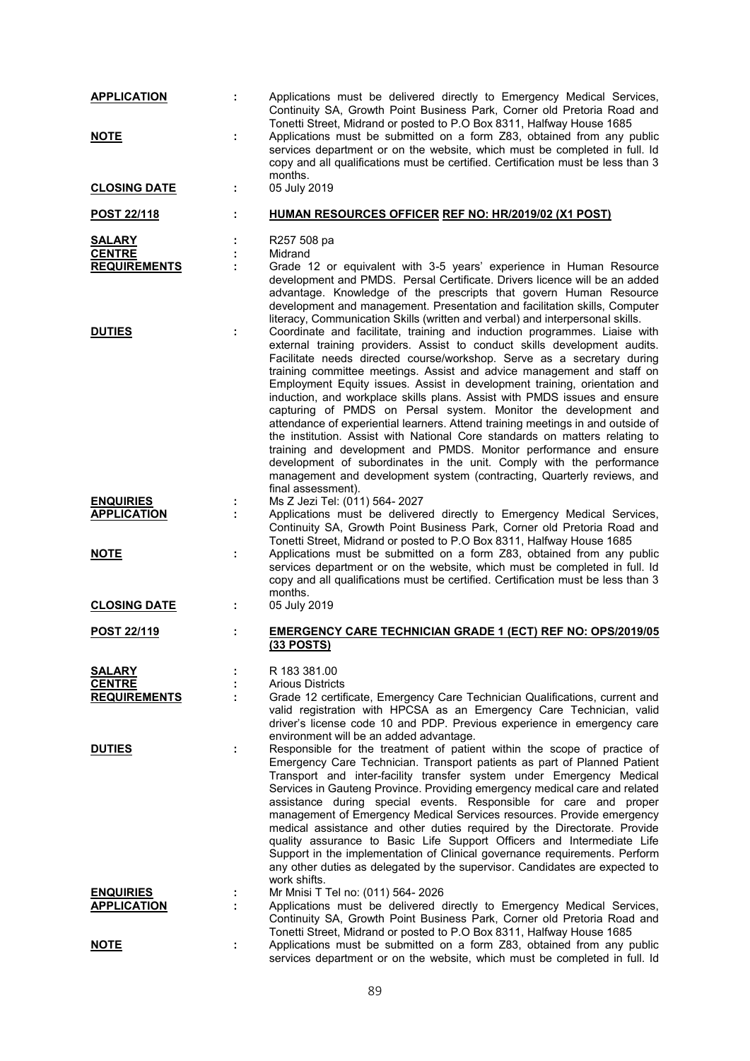**APPLICATION** : Applications must be delivered directly to Emergency Medical Services, Continuity SA, Growth Point Business Park, Corner old Pretoria Road and Tonetti Street, Midrand or posted to P.O Box 8311, Halfway House 1685

**NOTE** : Applications must be submitted on a form Z83, obtained from any public services department or on the website, which must be completed in full. Id copy and all qualifications must be certified. Certification must be less than 3 months.

**CLOSING DATE** : 05 July 2019

**POST 22/118** : **HUMAN RESOURCES OFFICER REF NO: HR/2019/02 (X1 POST)**

**SALARY** : R257 508 pa

**CENTRE** : Midrand

**REQUIREMENTS** : Grade 12 or equivalent with 3-5 years' experience in Human Resource development and PMDS. Persal Certificate. Drivers licence will be an added advantage. Knowledge of the prescripts that govern Human Resource development and management. Presentation and facilitation skills, Computer literacy, Communication Skills (written and verbal) and interpersonal skills.

**DUTIES** : Coordinate and facilitate, training and induction programmes. Liaise with external training providers. Assist to conduct skills development audits. Facilitate needs directed course/workshop. Serve as a secretary during training committee meetings. Assist and advice management and staff on Employment Equity issues. Assist in development training, orientation and induction, and workplace skills plans. Assist with PMDS issues and ensure capturing of PMDS on Persal system. Monitor the development and attendance of experiential learners. Attend training meetings in and outside of the institution. Assist with National Core standards on matters relating to training and development and PMDS. Monitor performance and ensure development of subordinates in the unit. Comply with the performance management and development system (contracting, Quarterly reviews, and final assessment).

**ENQUIRIES** : Ms Z Jezi Tel: (011) 564- 2027

**APPLICATION** : Applications must be delivered directly to Emergency Medical Services, Continuity SA, Growth Point Business Park, Corner old Pretoria Road and Tonetti Street, Midrand or posted to P.O Box 8311, Halfway House 1685

**NOTE** : Applications must be submitted on a form Z83, obtained from any public services department or on the website, which must be completed in full. Id copy and all qualifications must be certified. Certification must be less than 3 months.

**CLOSING DATE** : 05 July 2019

**POST 22/119** : **EMERGENCY CARE TECHNICIAN GRADE 1 (ECT) REF NO: OPS/2019/05 (33 POSTS)**

**SALARY** : R 183 381.00

**CENTRE** : Arious Districts

**REQUIREMENTS** : Grade 12 certificate, Emergency Care Technician Qualifications, current and valid registration with HPCSA as an Emergency Care Technician, valid driver's license code 10 and PDP. Previous experience in emergency care environment will be an added advantage.

**DUTIES** : Responsible for the treatment of patient within the scope of practice of Emergency Care Technician. Transport patients as part of Planned Patient Transport and inter-facility transfer system under Emergency Medical Services in Gauteng Province. Providing emergency medical care and related assistance during special events. Responsible for care and proper management of Emergency Medical Services resources. Provide emergency medical assistance and other duties required by the Directorate. Provide quality assurance to Basic Life Support Officers and Intermediate Life Support in the implementation of Clinical governance requirements. Perform any other duties as delegated by the supervisor. Candidates are expected to work shifts.

**ENQUIRIES** : Mr Mnisi T Tel no: (011) 564- 2026

**APPLICATION** : Applications must be delivered directly to Emergency Medical Services, Continuity SA, Growth Point Business Park, Corner old Pretoria Road and Tonetti Street, Midrand or posted to P.O Box 8311, Halfway House 1685

**NOTE** : Applications must be submitted on a form Z83, obtained from any public services department or on the website, which must be completed in full. Id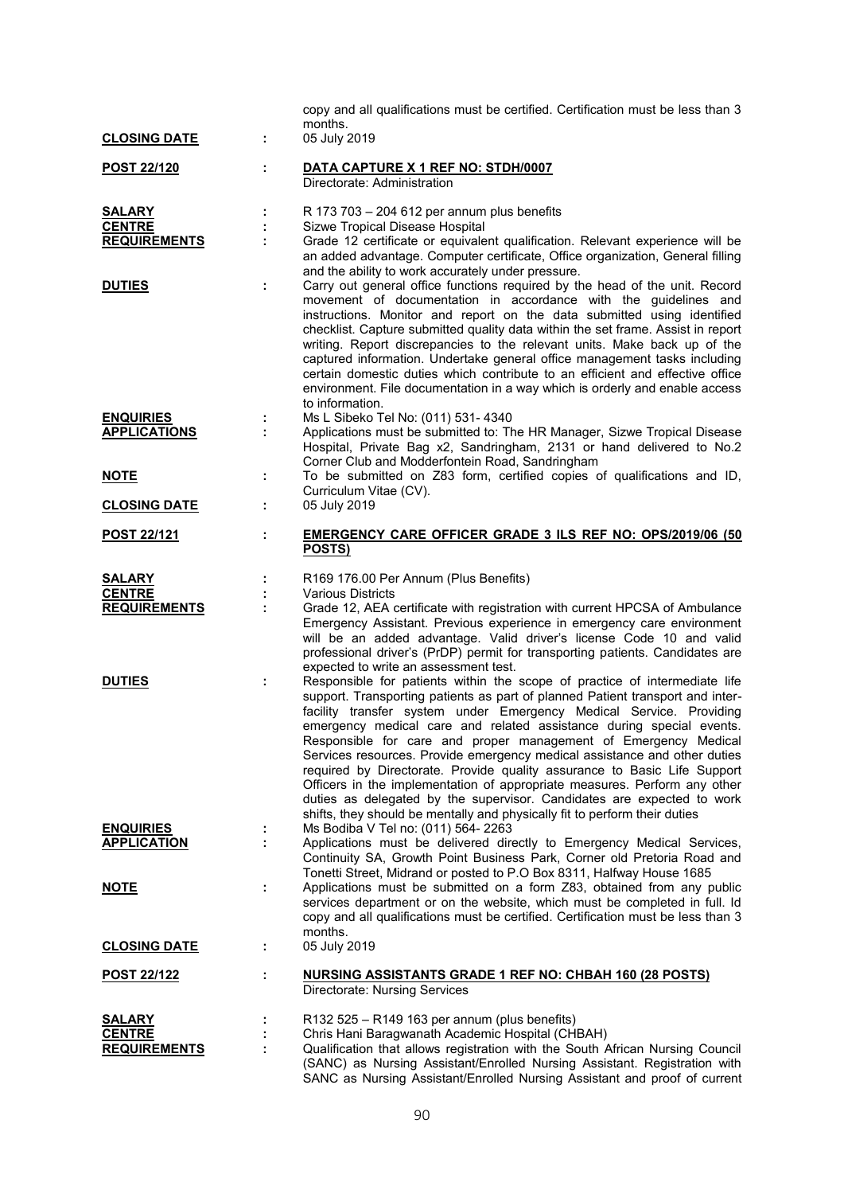copy and all qualifications must be certified. Certification must be less than 3 months.

**CLOSING DATE** : 05 July 2019

**POST 22/120** : **DATA CAPTURE X 1 REF NO: STDH/0007**
Directorate: Administration

**SALARY** : R 173 703 – 204 612 per annum plus benefits

**CENTRE** : Sizwe Tropical Disease Hospital

**REQUIREMENTS** : Grade 12 certificate or equivalent qualification. Relevant experience will be an added advantage. Computer certificate, Office organization, General filling and the ability to work accurately under pressure.

**DUTIES** : Carry out general office functions required by the head of the unit. Record movement of documentation in accordance with the guidelines and instructions. Monitor and report on the data submitted using identified checklist. Capture submitted quality data within the set frame. Assist in report writing. Report discrepancies to the relevant units. Make back up of the captured information. Undertake general office management tasks including certain domestic duties which contribute to an efficient and effective office environment. File documentation in a way which is orderly and enable access to information.

**ENQUIRIES** : Ms L Sibeko Tel No: (011) 531- 4340

**APPLICATIONS** : Applications must be submitted to: The HR Manager, Sizwe Tropical Disease Hospital, Private Bag x2, Sandringham, 2131 or hand delivered to No.2 Corner Club and Modderfontein Road, Sandringham

**NOTE** : To be submitted on Z83 form, certified copies of qualifications and ID, Curriculum Vitae (CV).

**CLOSING DATE** : 05 July 2019

**POST 22/121** : **EMERGENCY CARE OFFICER GRADE 3 ILS REF NO: OPS/2019/06 (50 POSTS)**

**SALARY** : R169 176.00 Per Annum (Plus Benefits)

**CENTRE** : Various Districts

**REQUIREMENTS** : Grade 12, AEA certificate with registration with current HPCSA of Ambulance Emergency Assistant. Previous experience in emergency care environment will be an added advantage. Valid driver's license Code 10 and valid professional driver's (PrDP) permit for transporting patients. Candidates are expected to write an assessment test.

**DUTIES** : Responsible for patients within the scope of practice of intermediate life support. Transporting patients as part of planned Patient transport and inter-facility transfer system under Emergency Medical Service. Providing emergency medical care and related assistance during special events. Responsible for care and proper management of Emergency Medical Services resources. Provide emergency medical assistance and other duties required by Directorate. Provide quality assurance to Basic Life Support Officers in the implementation of appropriate measures. Perform any other duties as delegated by the supervisor. Candidates are expected to work shifts, they should be mentally and physically fit to perform their duties

**ENQUIRIES** : Ms Bodiba V Tel no: (011) 564- 2263

**APPLICATION** : Applications must be delivered directly to Emergency Medical Services, Continuity SA, Growth Point Business Park, Corner old Pretoria Road and Tonetti Street, Midrand or posted to P.O Box 8311, Halfway House 1685

**NOTE** : Applications must be submitted on a form Z83, obtained from any public services department or on the website, which must be completed in full. Id copy and all qualifications must be certified. Certification must be less than 3 months.

**CLOSING DATE** : 05 July 2019

**POST 22/122** : **NURSING ASSISTANTS GRADE 1 REF NO: CHBAH 160 (28 POSTS)**
Directorate: Nursing Services

**SALARY** : R132 525 – R149 163 per annum (plus benefits)

**CENTRE** : Chris Hani Baragwanath Academic Hospital (CHBAH)

**REQUIREMENTS** : Qualification that allows registration with the South African Nursing Council (SANC) as Nursing Assistant/Enrolled Nursing Assistant. Registration with SANC as Nursing Assistant/Enrolled Nursing Assistant and proof of current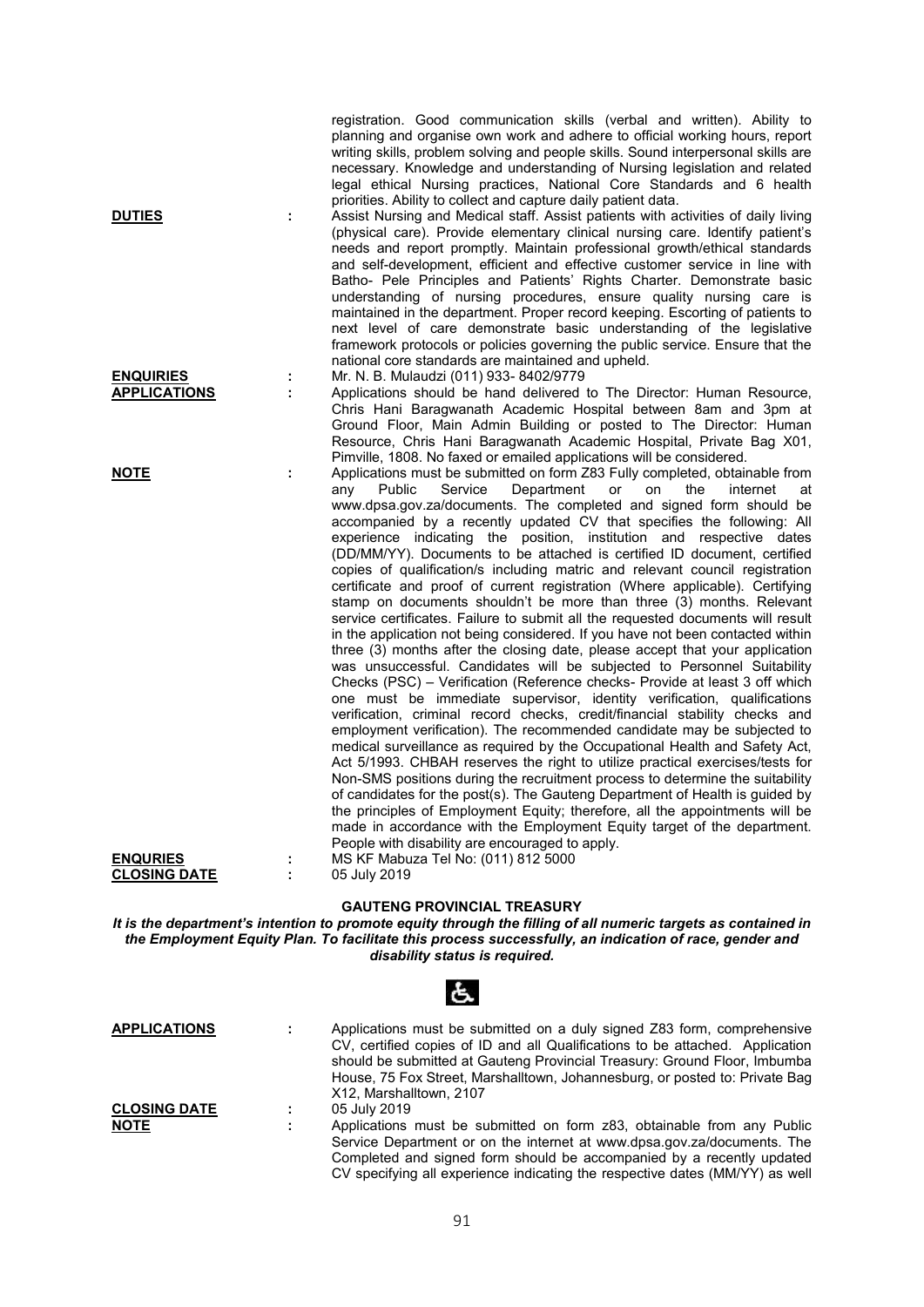registration. Good communication skills (verbal and written). Ability to planning and organise own work and adhere to official working hours, report writing skills, problem solving and people skills. Sound interpersonal skills are necessary. Knowledge and understanding of Nursing legislation and related legal ethical Nursing practices, National Core Standards and 6 health priorities. Ability to collect and capture daily patient data.

**DUTIES** : Assist Nursing and Medical staff. Assist patients with activities of daily living (physical care). Provide elementary clinical nursing care. Identify patient's needs and report promptly. Maintain professional growth/ethical standards and self-development, efficient and effective customer service in line with Batho- Pele Principles and Patients' Rights Charter. Demonstrate basic understanding of nursing procedures, ensure quality nursing care is maintained in the department. Proper record keeping. Escorting of patients to next level of care demonstrate basic understanding of the legislative framework protocols or policies governing the public service. Ensure that the national core standards are maintained and upheld.

**ENQUIRIES** : Mr. N. B. Mulaudzi (011) 933- 8402/9779

**APPLICATIONS** : Applications should be hand delivered to The Director: Human Resource, Chris Hani Baragwanath Academic Hospital between 8am and 3pm at Ground Floor, Main Admin Building or posted to The Director: Human Resource, Chris Hani Baragwanath Academic Hospital, Private Bag X01, Pimville, 1808. No faxed or emailed applications will be considered.

**NOTE** : Applications must be submitted on form Z83 Fully completed, obtainable from any Public Service Department or on the internet at www.dpsa.gov.za/documents. The completed and signed form should be accompanied by a recently updated CV that specifies the following: All experience indicating the position, institution and respective dates (DD/MM/YY). Documents to be attached is certified ID document, certified copies of qualification/s including matric and relevant council registration certificate and proof of current registration (Where applicable). Certifying stamp on documents shouldn't be more than three (3) months. Relevant service certificates. Failure to submit all the requested documents will result in the application not being considered. If you have not been contacted within three (3) months after the closing date, please accept that your application was unsuccessful. Candidates will be subjected to Personnel Suitability Checks (PSC) – Verification (Reference checks- Provide at least 3 off which one must be immediate supervisor, identity verification, qualifications verification, criminal record checks, credit/financial stability checks and employment verification). The recommended candidate may be subjected to medical surveillance as required by the Occupational Health and Safety Act, Act 5/1993. CHBAH reserves the right to utilize practical exercises/tests for Non-SMS positions during the recruitment process to determine the suitability of candidates for the post(s). The Gauteng Department of Health is guided by the principles of Employment Equity; therefore, all the appointments will be made in accordance with the Employment Equity target of the department. People with disability are encouraged to apply.

**ENQURIES** : MS KF Mabuza Tel No: (011) 812 5000

**CLOSING DATE** : 05 July 2019

## GAUTENG PROVINCIAL TREASURY

***It is the department's intention to promote equity through the filling of all numeric targets as contained in the Employment Equity Plan. To facilitate this process successfully, an indication of race, gender and disability status is required.***

**APPLICATIONS** : Applications must be submitted on a duly signed Z83 form, comprehensive CV, certified copies of ID and all Qualifications to be attached. Application should be submitted at Gauteng Provincial Treasury: Ground Floor, Imbumba House, 75 Fox Street, Marshalltown, Johannesburg, or posted to: Private Bag X12, Marshalltown, 2107

**CLOSING DATE** : 05 July 2019

**NOTE** : Applications must be submitted on form z83, obtainable from any Public Service Department or on the internet at www.dpsa.gov.za/documents. The Completed and signed form should be accompanied by a recently updated CV specifying all experience indicating the respective dates (MM/YY) as well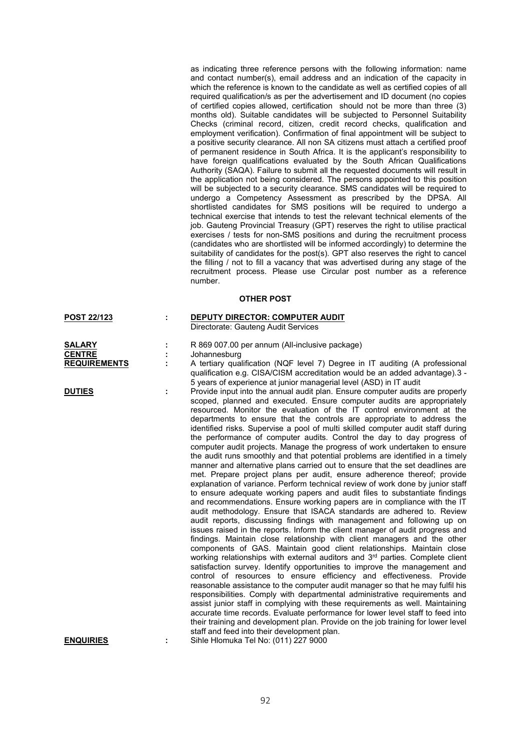as indicating three reference persons with the following information: name and contact number(s), email address and an indication of the capacity in which the reference is known to the candidate as well as certified copies of all required qualification/s as per the advertisement and ID document (no copies of certified copies allowed, certification should not be more than three (3) months old). Suitable candidates will be subjected to Personnel Suitability Checks (criminal record, citizen, credit record checks, qualification and employment verification). Confirmation of final appointment will be subject to a positive security clearance. All non SA citizens must attach a certified proof of permanent residence in South Africa. It is the applicant's responsibility to have foreign qualifications evaluated by the South African Qualifications Authority (SAQA). Failure to submit all the requested documents will result in the application not being considered. The persons appointed to this position will be subjected to a security clearance. SMS candidates will be required to undergo a Competency Assessment as prescribed by the DPSA. All shortlisted candidates for SMS positions will be required to undergo a technical exercise that intends to test the relevant technical elements of the job. Gauteng Provincial Treasury (GPT) reserves the right to utilise practical exercises / tests for non-SMS positions and during the recruitment process (candidates who are shortlisted will be informed accordingly) to determine the suitability of candidates for the post(s). GPT also reserves the right to cancel the filling / not to fill a vacancy that was advertised during any stage of the recruitment process. Please use Circular post number as a reference number.

## OTHER POST

**POST 22/123** : **DEPUTY DIRECTOR: COMPUTER AUDIT**
Directorate: Gauteng Audit Services

**SALARY** : R 869 007.00 per annum (All-inclusive package)

**CENTRE** : Johannesburg

**REQUIREMENTS** : A tertiary qualification (NQF level 7) Degree in IT auditing (A professional qualification e.g. CISA/CISM accreditation would be an added advantage).3 - 5 years of experience at junior managerial level (ASD) in IT audit

**DUTIES** : Provide input into the annual audit plan. Ensure computer audits are properly scoped, planned and executed. Ensure computer audits are appropriately resourced. Monitor the evaluation of the IT control environment at the departments to ensure that the controls are appropriate to address the identified risks. Supervise a pool of multi skilled computer audit staff during the performance of computer audits. Control the day to day progress of computer audit projects. Manage the progress of work undertaken to ensure the audit runs smoothly and that potential problems are identified in a timely manner and alternative plans carried out to ensure that the set deadlines are met. Prepare project plans per audit, ensure adherence thereof; provide explanation of variance. Perform technical review of work done by junior staff to ensure adequate working papers and audit files to substantiate findings and recommendations. Ensure working papers are in compliance with the IT audit methodology. Ensure that ISACA standards are adhered to. Review audit reports, discussing findings with management and following up on issues raised in the reports. Inform the client manager of audit progress and findings. Maintain close relationship with client managers and the other components of GAS. Maintain good client relationships. Maintain close working relationships with external auditors and 3rd parties. Complete client satisfaction survey. Identify opportunities to improve the management and control of resources to ensure efficiency and effectiveness. Provide reasonable assistance to the computer audit manager so that he may fulfil his responsibilities. Comply with departmental administrative requirements and assist junior staff in complying with these requirements as well. Maintaining accurate time records. Evaluate performance for lower level staff to feed into their training and development plan. Provide on the job training for lower level staff and feed into their development plan.

**ENQUIRIES** : Sihle Hlomuka Tel No: (011) 227 9000